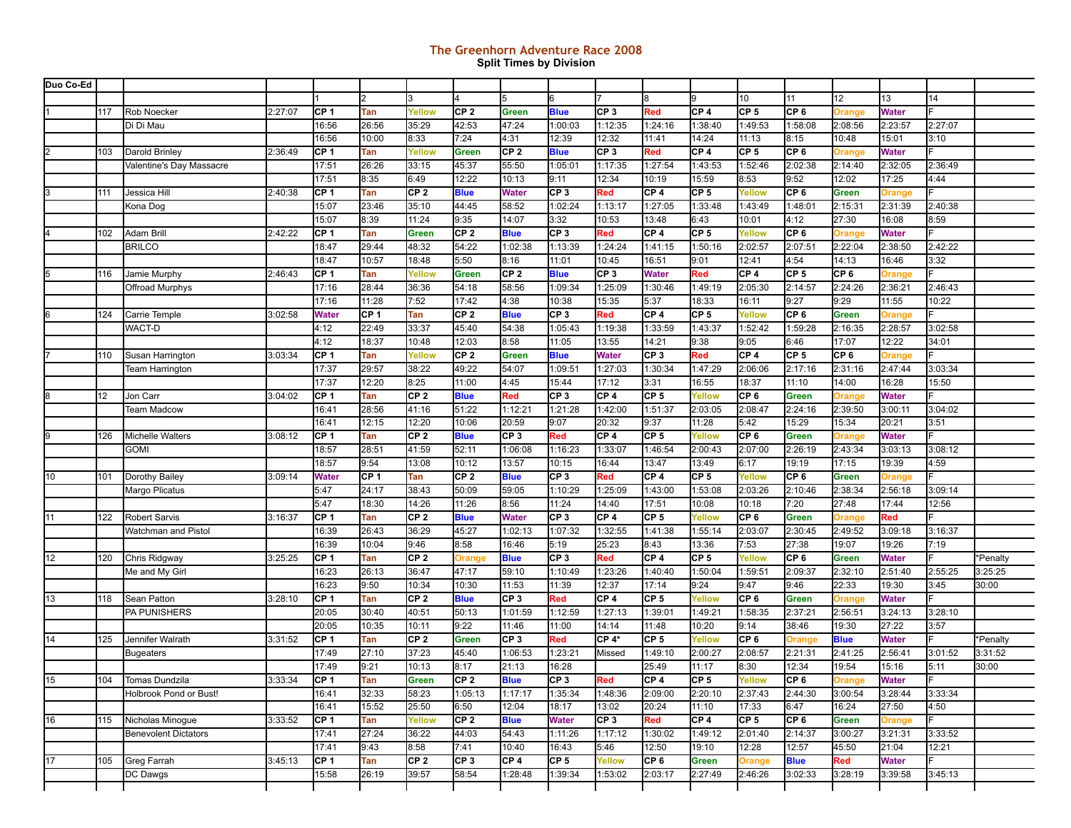# The Greenhorn Adventure Race 2008

## Split Times by Division

| Duo Co-Ed | | | | | | | | | | | | | | | | | | |
|---|---|---|---|---|---|---|---|---|---|---|---|---|---|---|---|---|---|---|
| | | | | 1 | 2 | 3 | 4 | 5 | 6 | 7 | 8 | 9 | 10 | 11 | 12 | 13 | 14 | |
| 1 | 117 | Rob Noecker | 2:27:07 | CP 1 | Tan | Yellow | CP 2 | Green | Blue | CP 3 | Red | CP 4 | CP 5 | CP 6 | Orange | Water | F | |
| | | Di Di Mau | | 16:56 | 26:56 | 35:29 | 42:53 | 47:24 | 1:00:03 | 1:12:35 | 1:24:16 | 1:38:40 | 1:49:53 | 1:58:08 | 2:08:56 | 2:23:57 | 2:27:07 | |
| | | | | 16:56 | 10:00 | 8:33 | 7:24 | 4:31 | 12:39 | 12:32 | 11:41 | 14:24 | 11:13 | 8:15 | 10:48 | 15:01 | 3:10 | |
| 2 | 103 | Darold Brinley | 2:36:49 | CP 1 | Tan | Yellow | Green | CP 2 | Blue | CP 3 | Red | CP 4 | CP 5 | CP 6 | Orange | Water | F | |
| | | Valentine's Day Massacre | | 17:51 | 26:26 | 33:15 | 45:37 | 55:50 | 1:05:01 | 1:17:35 | 1:27:54 | 1:43:53 | 1:52:46 | 2:02:38 | 2:14:40 | 2:32:05 | 2:36:49 | |
| | | | | 17:51 | 8:35 | 6:49 | 12:22 | 10:13 | 9:11 | 12:34 | 10:19 | 15:59 | 8:53 | 9:52 | 12:02 | 17:25 | 4:44 | |
| 3 | 111 | Jessica Hill | 2:40:38 | CP 1 | Tan | CP 2 | Blue | Water | CP 3 | Red | CP 4 | CP 5 | Yellow | CP 6 | Green | Orange | F | |
| | | Kona Dog | | 15:07 | 23:46 | 35:10 | 44:45 | 58:52 | 1:02:24 | 1:13:17 | 1:27:05 | 1:33:48 | 1:43:49 | 1:48:01 | 2:15:31 | 2:31:39 | 2:40:38 | |
| | | | | 15:07 | 8:39 | 11:24 | 9:35 | 14:07 | 3:32 | 10:53 | 13:48 | 6:43 | 10:01 | 4:12 | 27:30 | 16:08 | 8:59 | |
| 4 | 102 | Adam Brill | 2:42:22 | CP 1 | Tan | Green | CP 2 | Blue | CP 3 | Red | CP 4 | CP 5 | Yellow | CP 6 | Orange | Water | F | |
| | | BRILCO | | 18:47 | 29:44 | 48:32 | 54:22 | 1:02:38 | 1:13:39 | 1:24:24 | 1:41:15 | 1:50:16 | 2:02:57 | 2:07:51 | 2:22:04 | 2:38:50 | 2:42:22 | |
| | | | | 18:47 | 10:57 | 18:48 | 5:50 | 8:16 | 11:01 | 10:45 | 16:51 | 9:01 | 12:41 | 4:54 | 14:13 | 16:46 | 3:32 | |
| 5 | 116 | Jamie Murphy | 2:46:43 | CP 1 | Tan | Yellow | Green | CP 2 | Blue | CP 3 | Water | Red | CP 4 | CP 5 | CP 6 | Orange | F | |
| | | Offroad Murphys | | 17:16 | 28:44 | 36:36 | 54:18 | 58:56 | 1:09:34 | 1:25:09 | 1:30:46 | 1:49:19 | 2:05:30 | 2:14:57 | 2:24:26 | 2:36:21 | 2:46:43 | |
| | | | | 17:16 | 11:28 | 7:52 | 17:42 | 4:38 | 10:38 | 15:35 | 5:37 | 18:33 | 16:11 | 9:27 | 9:29 | 11:55 | 10:22 | |
| 6 | 124 | Carrie Temple | 3:02:58 | Water | CP 1 | Tan | CP 2 | Blue | CP 3 | Red | CP 4 | CP 5 | Yellow | CP 6 | Green | Orange | F | |
| | | WACT-D | | 4:12 | 22:49 | 33:37 | 45:40 | 54:38 | 1:05:43 | 1:19:38 | 1:33:59 | 1:43:37 | 1:52:42 | 1:59:28 | 2:16:35 | 2:28:57 | 3:02:58 | |
| | | | | 4:12 | 18:37 | 10:48 | 12:03 | 8:58 | 11:05 | 13:55 | 14:21 | 9:38 | 9:05 | 6:46 | 17:07 | 12:22 | 34:01 | |
| 7 | 110 | Susan Harrington | 3:03:34 | CP 1 | Tan | Yellow | CP 2 | Green | Blue | Water | CP 3 | Red | CP 4 | CP 5 | CP 6 | Orange | F | |
| | | Team Harrington | | 17:37 | 29:57 | 38:22 | 49:22 | 54:07 | 1:09:51 | 1:27:03 | 1:30:34 | 1:47:29 | 2:06:06 | 2:17:16 | 2:31:16 | 2:47:44 | 3:03:34 | |
| | | | | 17:37 | 12:20 | 8:25 | 11:00 | 4:45 | 15:44 | 17:12 | 3:31 | 16:55 | 18:37 | 11:10 | 14:00 | 16:28 | 15:50 | |
| 8 | 12 | Jon Carr | 3:04:02 | CP 1 | Tan | CP 2 | Blue | Red | CP 3 | CP 4 | CP 5 | Yellow | CP 6 | Green | Orange | Water | F | |
| | | Team Madcow | | 16:41 | 28:56 | 41:16 | 51:22 | 1:12:21 | 1:21:28 | 1:42:00 | 1:51:37 | 2:03:05 | 2:08:47 | 2:24:16 | 2:39:50 | 3:00:11 | 3:04:02 | |
| | | | | 16:41 | 12:15 | 12:20 | 10:06 | 20:59 | 9:07 | 20:32 | 9:37 | 11:28 | 5:42 | 15:29 | 15:34 | 20:21 | 3:51 | |
| 9 | 126 | Michelle Walters | 3:08:12 | CP 1 | Tan | CP 2 | Blue | CP 3 | Red | CP 4 | CP 5 | Yellow | CP 6 | Green | Orange | Water | F | |
| | | GOMI | | 18:57 | 28:51 | 41:59 | 52:11 | 1:06:08 | 1:16:23 | 1:33:07 | 1:46:54 | 2:00:43 | 2:07:00 | 2:26:19 | 2:43:34 | 3:03:13 | 3:08:12 | |
| | | | | 18:57 | 9:54 | 13:08 | 10:12 | 13:57 | 10:15 | 16:44 | 13:47 | 13:49 | 6:17 | 19:19 | 17:15 | 19:39 | 4:59 | |
| 10 | 101 | Dorothy Bailey | 3:09:14 | Water | CP 1 | Tan | CP 2 | Blue | CP 3 | Red | CP 4 | CP 5 | Yellow | CP 6 | Green | Orange | F | |
| | | Margo Plicatus | | 5:47 | 24:17 | 38:43 | 50:09 | 59:05 | 1:10:29 | 1:25:09 | 1:43:00 | 1:53:08 | 2:03:26 | 2:10:46 | 2:38:34 | 2:56:18 | 3:09:14 | |
| | | | | 5:47 | 18:30 | 14:26 | 11:26 | 8:56 | 11:24 | 14:40 | 17:51 | 10:08 | 10:18 | 7:20 | 27:48 | 17:44 | 12:56 | |
| 11 | 122 | Robert Sarvis | 3:16:37 | CP 1 | Tan | CP 2 | Blue | Water | CP 3 | CP 4 | CP 5 | Yellow | CP 6 | Green | Orange | Red | F | |
| | | Watchman and Pistol | | 16:39 | 26:43 | 36:29 | 45:27 | 1:02:13 | 1:07:32 | 1:32:55 | 1:41:38 | 1:55:14 | 2:03:07 | 2:30:45 | 2:49:52 | 3:09:18 | 3:16:37 | |
| | | | | 16:39 | 10:04 | 9:46 | 8:58 | 16:46 | 5:19 | 25:23 | 8:43 | 13:36 | 7:53 | 27:38 | 19:07 | 19:26 | 7:19 | |
| 12 | 120 | Chris Ridgway | 3:25:25 | CP 1 | Tan | CP 2 | Orange | Blue | CP 3 | Red | CP 4 | CP 5 | Yellow | CP 6 | Green | Water | F | *Penalty |
| | | Me and My Girl | | 16:23 | 26:13 | 36:47 | 47:17 | 59:10 | 1:10:49 | 1:23:26 | 1:40:40 | 1:50:04 | 1:59:51 | 2:09:37 | 2:32:10 | 2:51:40 | 2:55:25 | 3:25:25 |
| | | | | 16:23 | 9:50 | 10:34 | 10:30 | 11:53 | 11:39 | 12:37 | 17:14 | 9:24 | 9:47 | 9:46 | 22:33 | 19:30 | 3:45 | 30:00 |
| 13 | 118 | Sean Patton | 3:28:10 | CP 1 | Tan | CP 2 | Blue | CP 3 | Red | CP 4 | CP 5 | Yellow | CP 6 | Green | Orange | Water | F | |
| | | PA PUNISHERS | | 20:05 | 30:40 | 40:51 | 50:13 | 1:01:59 | 1:12:59 | 1:27:13 | 1:39:01 | 1:49:21 | 1:58:35 | 2:37:21 | 2:56:51 | 3:24:13 | 3:28:10 | |
| | | | | 20:05 | 10:35 | 10:11 | 9:22 | 11:46 | 11:00 | 14:14 | 11:48 | 10:20 | 9:14 | 38:46 | 19:30 | 27:22 | 3:57 | |
| 14 | 125 | Jennifer Walrath | 3:31:52 | CP 1 | Tan | CP 2 | Green | CP 3 | Red | CP 4* | CP 5 | Yellow | CP 6 | Orange | Blue | Water | F | *Penalty |
| | | Bugeaters | | 17:49 | 27:10 | 37:23 | 45:40 | 1:06:53 | 1:23:21 | Missed | 1:49:10 | 2:00:27 | 2:08:57 | 2:21:31 | 2:41:25 | 2:56:41 | 3:01:52 | 3:31:52 |
| | | | | 17:49 | 9:21 | 10:13 | 8:17 | 21:13 | 16:28 | | 25:49 | 11:17 | 8:30 | 12:34 | 19:54 | 15:16 | 5:11 | 30:00 |
| 15 | 104 | Tomas Dundzila | 3:33:34 | CP 1 | Tan | Green | CP 2 | Blue | CP 3 | Red | CP 4 | CP 5 | Yellow | CP 6 | Orange | Water | F | |
| | | Holbrook Pond or Bust! | | 16:41 | 32:33 | 58:23 | 1:05:13 | 1:17:17 | 1:35:34 | 1:48:36 | 2:09:00 | 2:20:10 | 2:37:43 | 2:44:30 | 3:00:54 | 3:28:44 | 3:33:34 | |
| | | | | 16:41 | 15:52 | 25:50 | 6:50 | 12:04 | 18:17 | 13:02 | 20:24 | 11:10 | 17:33 | 6:47 | 16:24 | 27:50 | 4:50 | |
| 16 | 115 | Nicholas Minogue | 3:33:52 | CP 1 | Tan | Yellow | CP 2 | Blue | Water | CP 3 | Red | CP 4 | CP 5 | CP 6 | Green | Orange | F | |
| | | Benevolent Dictators | | 17:41 | 27:24 | 36:22 | 44:03 | 54:43 | 1:11:26 | 1:17:12 | 1:30:02 | 1:49:12 | 2:01:40 | 2:14:37 | 3:00:27 | 3:21:31 | 3:33:52 | |
| | | | | 17:41 | 9:43 | 8:58 | 7:41 | 10:40 | 16:43 | 5:46 | 12:50 | 19:10 | 12:28 | 12:57 | 45:50 | 21:04 | 12:21 | |
| 17 | 105 | Greg Farrah | 3:45:13 | CP 1 | Tan | CP 2 | CP 3 | CP 4 | CP 5 | Yellow | CP 6 | Green | Orange | Blue | Red | Water | F | |
| | | DC Dawgs | | 15:58 | 26:19 | 39:57 | 58:54 | 1:28:48 | 1:39:34 | 1:53:02 | 2:03:17 | 2:27:49 | 2:46:26 | 3:02:33 | 3:28:19 | 3:39:58 | 3:45:13 | |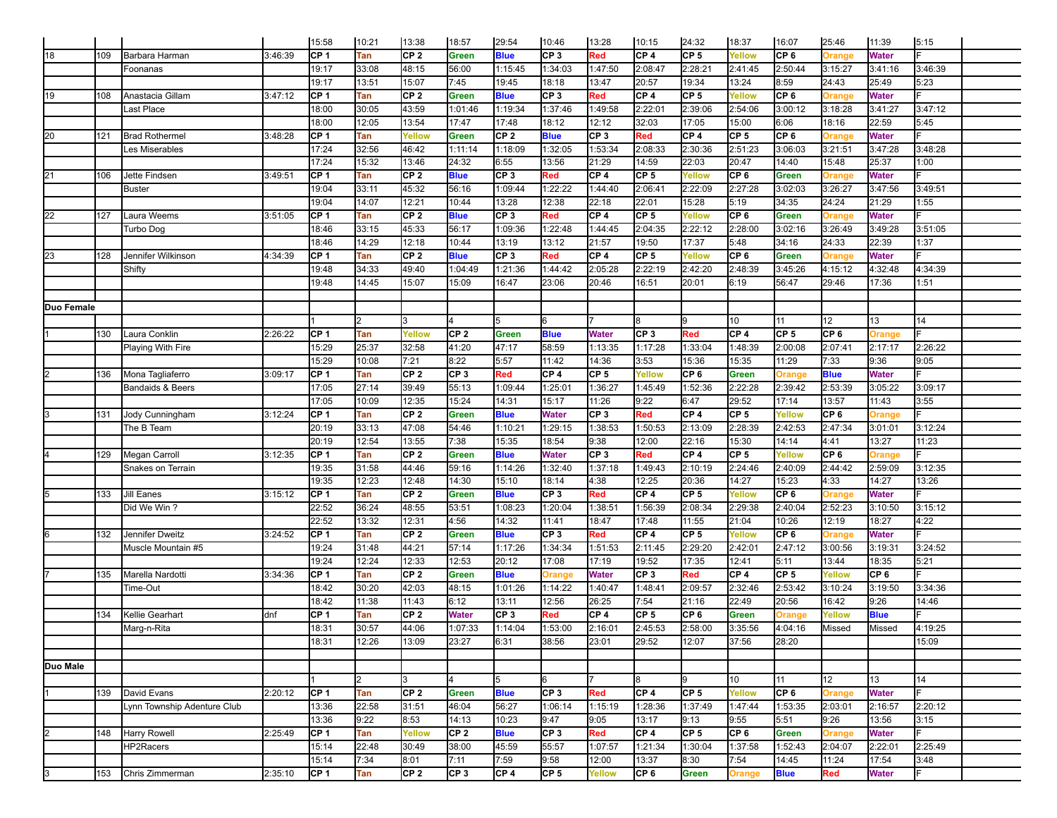| | | | | | | | | | | | | | | | | | | |
|---|---|---|---|---|---|---|---|---|---|---|---|---|---|---|---|---|---|---|
| | | | | 15:58 | 10:21 | 13:38 | 18:57 | 29:54 | 10:46 | 13:28 | 10:15 | 24:32 | 18:37 | 16:07 | 25:46 | 11:39 | 5:15 | |
| 18 | 109 | Barbara Harman | 3:46:39 | **CP 1** | **Tan** | **CP 2** | **Green** | **Blue** | **CP 3** | **Red** | **CP 4** | **CP 5** | **Yellow** | **CP 6** | **Orange** | **Water** | F | |
| | | Foonanas | | 19:17 | 33:08 | 48:15 | 56:00 | 1:15:45 | 1:34:03 | 1:47:50 | 2:08:47 | 2:28:21 | 2:41:45 | 2:50:44 | 3:15:27 | 3:41:16 | 3:46:39 | |
| | | | | 19:17 | 13:51 | 15:07 | 7:45 | 19:45 | 18:18 | 13:47 | 20:57 | 19:34 | 13:24 | 8:59 | 24:43 | 25:49 | 5:23 | |
| 19 | 108 | Anastacia Gillam | 3:47:12 | **CP 1** | **Tan** | **CP 2** | **Green** | **Blue** | **CP 3** | **Red** | **CP 4** | **CP 5** | **Yellow** | **CP 6** | **Orange** | **Water** | F | |
| | | Last Place | | 18:00 | 30:05 | 43:59 | 1:01:46 | 1:19:34 | 1:37:46 | 1:49:58 | 2:22:01 | 2:39:06 | 2:54:06 | 3:00:12 | 3:18:28 | 3:41:27 | 3:47:12 | |
| | | | | 18:00 | 12:05 | 13:54 | 17:47 | 17:48 | 18:12 | 12:12 | 32:03 | 17:05 | 15:00 | 6:06 | 18:16 | 22:59 | 5:45 | |
| 20 | 121 | Brad Rothermel | 3:48:28 | **CP 1** | **Tan** | **Yellow** | **Green** | **CP 2** | **Blue** | **CP 3** | **Red** | **CP 4** | **CP 5** | **CP 6** | **Orange** | **Water** | F | |
| | | Les Miserables | | 17:24 | 32:56 | 46:42 | 1:11:14 | 1:18:09 | 1:32:05 | 1:53:34 | 2:08:33 | 2:30:36 | 2:51:23 | 3:06:03 | 3:21:51 | 3:47:28 | 3:48:28 | |
| | | | | 17:24 | 15:32 | 13:46 | 24:32 | 6:55 | 13:56 | 21:29 | 14:59 | 22:03 | 20:47 | 14:40 | 15:48 | 25:37 | 1:00 | |
| 21 | 106 | Jette Findsen | 3:49:51 | **CP 1** | **Tan** | **CP 2** | **Blue** | **CP 3** | **Red** | **CP 4** | **CP 5** | **Yellow** | **CP 6** | **Green** | **Orange** | **Water** | F | |
| | | Buster | | 19:04 | 33:11 | 45:32 | 56:16 | 1:09:44 | 1:22:22 | 1:44:40 | 2:06:41 | 2:22:09 | 2:27:28 | 3:02:03 | 3:26:27 | 3:47:56 | 3:49:51 | |
| | | | | 19:04 | 14:07 | 12:21 | 10:44 | 13:28 | 12:38 | 22:18 | 22:01 | 15:28 | 5:19 | 34:35 | 24:24 | 21:29 | 1:55 | |
| 22 | 127 | Laura Weems | 3:51:05 | **CP 1** | **Tan** | **CP 2** | **Blue** | **CP 3** | **Red** | **CP 4** | **CP 5** | **Yellow** | **CP 6** | **Green** | **Orange** | **Water** | F | |
| | | Turbo Dog | | 18:46 | 33:15 | 45:33 | 56:17 | 1:09:36 | 1:22:48 | 1:44:45 | 2:04:35 | 2:22:12 | 2:28:00 | 3:02:16 | 3:26:49 | 3:49:28 | 3:51:05 | |
| | | | | 18:46 | 14:29 | 12:18 | 10:44 | 13:19 | 13:12 | 21:57 | 19:50 | 17:37 | 5:48 | 34:16 | 24:33 | 22:39 | 1:37 | |
| 23 | 128 | Jennifer Wilkinson | 4:34:39 | **CP 1** | **Tan** | **CP 2** | **Blue** | **CP 3** | **Red** | **CP 4** | **CP 5** | **Yellow** | **CP 6** | **Green** | **Orange** | **Water** | F | |
| | | Shifty | | 19:48 | 34:33 | 49:40 | 1:04:49 | 1:21:36 | 1:44:42 | 2:05:28 | 2:22:19 | 2:42:20 | 2:48:39 | 3:45:26 | 4:15:12 | 4:32:48 | 4:34:39 | |
| | | | | 19:48 | 14:45 | 15:07 | 15:09 | 16:47 | 23:06 | 20:46 | 16:51 | 20:01 | 6:19 | 56:47 | 29:46 | 17:36 | 1:51 | |
| | | | | | | | | | | | | | | | | | | |
| **Duo Female** | | | | | | | | | | | | | | | | | | |
| | | | | 1 | 2 | 3 | 4 | 5 | 6 | 7 | 8 | 9 | 10 | 11 | 12 | 13 | 14 | |
| 1 | 130 | Laura Conklin | 2:26:22 | **CP 1** | **Tan** | **Yellow** | **CP 2** | **Green** | **Blue** | **Water** | **CP 3** | **Red** | **CP 4** | **CP 5** | **CP 6** | **Orange** | F | |
| | | Playing With Fire | | 15:29 | 25:37 | 32:58 | 41:20 | 47:17 | 58:59 | 1:13:35 | 1:17:28 | 1:33:04 | 1:48:39 | 2:00:08 | 2:07:41 | 2:17:17 | 2:26:22 | |
| | | | | 15:29 | 10:08 | 7:21 | 8:22 | 5:57 | 11:42 | 14:36 | 3:53 | 15:36 | 15:35 | 11:29 | 7:33 | 9:36 | 9:05 | |
| 2 | 136 | Mona Tagliaferro | 3:09:17 | **CP 1** | **Tan** | **CP 2** | **CP 3** | **Red** | **CP 4** | **CP 5** | **Yellow** | **CP 6** | **Green** | **Orange** | **Blue** | **Water** | F | |
| | | Bandaids & Beers | | 17:05 | 27:14 | 39:49 | 55:13 | 1:09:44 | 1:25:01 | 1:36:27 | 1:45:49 | 1:52:36 | 2:22:28 | 2:39:42 | 2:53:39 | 3:05:22 | 3:09:17 | |
| | | | | 17:05 | 10:09 | 12:35 | 15:24 | 14:31 | 15:17 | 11:26 | 9:22 | 6:47 | 29:52 | 17:14 | 13:57 | 11:43 | 3:55 | |
| 3 | 131 | Jody Cunningham | 3:12:24 | **CP 1** | **Tan** | **CP 2** | **Green** | **Blue** | **Water** | **CP 3** | **Red** | **CP 4** | **CP 5** | **Yellow** | **CP 6** | **Orange** | F | |
| | | The B Team | | 20:19 | 33:13 | 47:08 | 54:46 | 1:10:21 | 1:29:15 | 1:38:53 | 1:50:53 | 2:13:09 | 2:28:39 | 2:42:53 | 2:47:34 | 3:01:01 | 3:12:24 | |
| | | | | 20:19 | 12:54 | 13:55 | 7:38 | 15:35 | 18:54 | 9:38 | 12:00 | 22:16 | 15:30 | 14:14 | 4:41 | 13:27 | 11:23 | |
| 4 | 129 | Megan Carroll | 3:12:35 | **CP 1** | **Tan** | **CP 2** | **Green** | **Blue** | **Water** | **CP 3** | **Red** | **CP 4** | **CP 5** | **Yellow** | **CP 6** | **Orange** | F | |
| | | Snakes on Terrain | | 19:35 | 31:58 | 44:46 | 59:16 | 1:14:26 | 1:32:40 | 1:37:18 | 1:49:43 | 2:10:19 | 2:24:46 | 2:40:09 | 2:44:42 | 2:59:09 | 3:12:35 | |
| | | | | 19:35 | 12:23 | 12:48 | 14:30 | 15:10 | 18:14 | 4:38 | 12:25 | 20:36 | 14:27 | 15:23 | 4:33 | 14:27 | 13:26 | |
| 5 | 133 | Jill Eanes | 3:15:12 | **CP 1** | **Tan** | **CP 2** | **Green** | **Blue** | **CP 3** | **Red** | **CP 4** | **CP 5** | **Yellow** | **CP 6** | **Orange** | **Water** | F | |
| | | Did We Win ? | | 22:52 | 36:24 | 48:55 | 53:51 | 1:08:23 | 1:20:04 | 1:38:51 | 1:56:39 | 2:08:34 | 2:29:38 | 2:40:04 | 2:52:23 | 3:10:50 | 3:15:12 | |
| | | | | 22:52 | 13:32 | 12:31 | 4:56 | 14:32 | 11:41 | 18:47 | 17:48 | 11:55 | 21:04 | 10:26 | 12:19 | 18:27 | 4:22 | |
| 6 | 132 | Jennifer Dweitz | 3:24:52 | **CP 1** | **Tan** | **CP 2** | **Green** | **Blue** | **CP 3** | **Red** | **CP 4** | **CP 5** | **Yellow** | **CP 6** | **Orange** | **Water** | F | |
| | | Muscle Mountain #5 | | 19:24 | 31:48 | 44:21 | 57:14 | 1:17:26 | 1:34:34 | 1:51:53 | 2:11:45 | 2:29:20 | 2:42:01 | 2:47:12 | 3:00:56 | 3:19:31 | 3:24:52 | |
| | | | | 19:24 | 12:24 | 12:33 | 12:53 | 20:12 | 17:08 | 17:19 | 19:52 | 17:35 | 12:41 | 5:11 | 13:44 | 18:35 | 5:21 | |
| 7 | 135 | Marella Nardotti | 3:34:36 | **CP 1** | **Tan** | **CP 2** | **Green** | **Blue** | **Orange** | **Water** | **CP 3** | **Red** | **CP 4** | **CP 5** | **Yellow** | **CP 6** | F | |
| | | Time-Out | | 18:42 | 30:20 | 42:03 | 48:15 | 1:01:26 | 1:14:22 | 1:40:47 | 1:48:41 | 2:09:57 | 2:32:46 | 2:53:42 | 3:10:24 | 3:19:50 | 3:34:36 | |
| | | | | 18:42 | 11:38 | 11:43 | 6:12 | 13:11 | 12:56 | 26:25 | 7:54 | 21:16 | 22:49 | 20:56 | 16:42 | 9:26 | 14:46 | |
| | 134 | Kellie Gearhart | dnf | **CP 1** | **Tan** | **CP 2** | **Water** | **CP 3** | **Red** | **CP 4** | **CP 5** | **CP 6** | **Green** | **Orange** | **Yellow** | **Blue** | F | |
| | | Marg-n-Rita | | 18:31 | 30:57 | 44:06 | 1:07:33 | 1:14:04 | 1:53:00 | 2:16:01 | 2:45:53 | 2:58:00 | 3:35:56 | 4:04:16 | Missed | Missed | 4:19:25 | |
| | | | | 18:31 | 12:26 | 13:09 | 23:27 | 6:31 | 38:56 | 23:01 | 29:52 | 12:07 | 37:56 | 28:20 | | | 15:09 | |
| | | | | | | | | | | | | | | | | | | |
| **Duo Male** | | | | | | | | | | | | | | | | | | |
| | | | | 1 | 2 | 3 | 4 | 5 | 6 | 7 | 8 | 9 | 10 | 11 | 12 | 13 | 14 | |
| 1 | 139 | David Evans | 2:20:12 | **CP 1** | **Tan** | **CP 2** | **Green** | **Blue** | **CP 3** | **Red** | **CP 4** | **CP 5** | **Yellow** | **CP 6** | **Orange** | **Water** | F | |
| | | Lynn Township Adenture Club | | 13:36 | 22:58 | 31:51 | 46:04 | 56:27 | 1:06:14 | 1:15:19 | 1:28:36 | 1:37:49 | 1:47:44 | 1:53:35 | 2:03:01 | 2:16:57 | 2:20:12 | |
| | | | | 13:36 | 9:22 | 8:53 | 14:13 | 10:23 | 9:47 | 9:05 | 13:17 | 9:13 | 9:55 | 5:51 | 9:26 | 13:56 | 3:15 | |
| 2 | 148 | Harry Rowell | 2:25:49 | **CP 1** | **Tan** | **Yellow** | **CP 2** | **Blue** | **CP 3** | **Red** | **CP 4** | **CP 5** | **CP 6** | **Green** | **Orange** | **Water** | F | |
| | | HP2Racers | | 15:14 | 22:48 | 30:49 | 38:00 | 45:59 | 55:57 | 1:07:57 | 1:21:34 | 1:30:04 | 1:37:58 | 1:52:43 | 2:04:07 | 2:22:01 | 2:25:49 | |
| | | | | 15:14 | 7:34 | 8:01 | 7:11 | 7:59 | 9:58 | 12:00 | 13:37 | 8:30 | 7:54 | 14:45 | 11:24 | 17:54 | 3:48 | |
| 3 | 153 | Chris Zimmerman | 2:35:10 | **CP 1** | **Tan** | **CP 2** | **CP 3** | **CP 4** | **CP 5** | **Yellow** | **CP 6** | **Green** | **Orange** | **Blue** | **Red** | **Water** | F | |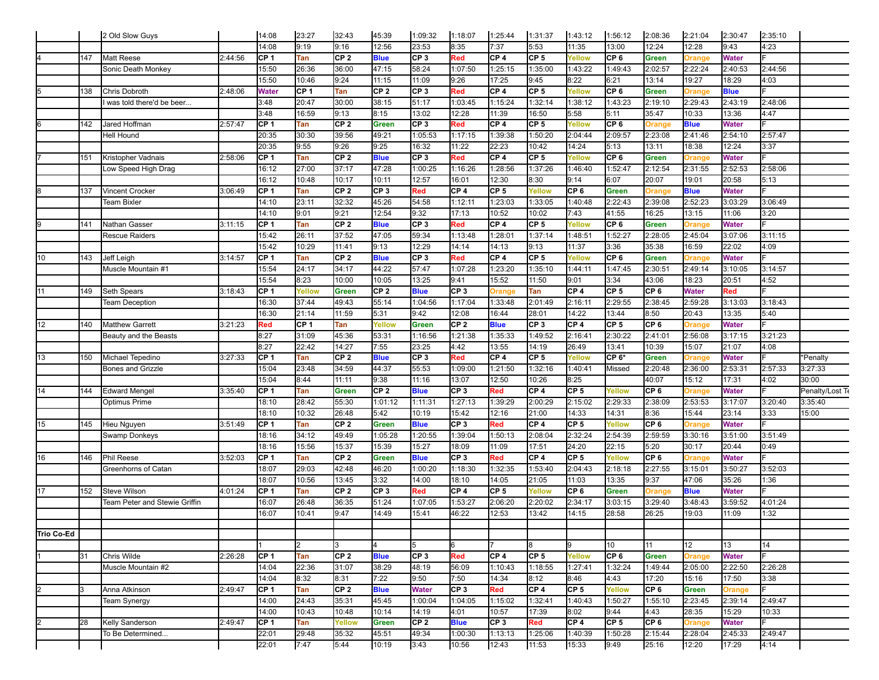|  |  |  |  |  |  |  |  |  |  |  |  |  |  |  |  |  |  |  |
|---|---|---|---|---|---|---|---|---|---|---|---|---|---|---|---|---|---|---|
|  |  | 2 Old Slow Guys |  | 14:08 | 23:27 | 32:43 | 45:39 | 1:09:32 | 1:18:07 | 1:25:44 | 1:31:37 | 1:43:12 | 1:56:12 | 2:08:36 | 2:21:04 | 2:30:47 | 2:35:10 |  |
|  |  |  |  | 14:08 | 9:19 | 9:16 | 12:56 | 23:53 | 8:35 | 7:37 | 5:53 | 11:35 | 13:00 | 12:24 | 12:28 | 9:43 | 4:23 |  |
| 4 | 147 | Matt Reese | 2:44:56 | **CP 1** | **Tan** | **CP 2** | **Blue** | **CP 3** | **Red** | **CP 4** | **CP 5** | **Yellow** | **CP 6** | **Green** | **Orange** | **Water** | F |  |
|  |  | Sonic Death Monkey |  | 15:50 | 26:36 | 36:00 | 47:15 | 58:24 | 1:07:50 | 1:25:15 | 1:35:00 | 1:43:22 | 1:49:43 | 2:02:57 | 2:22:24 | 2:40:53 | 2:44:56 |  |
|  |  |  |  | 15:50 | 10:46 | 9:24 | 11:15 | 11:09 | 9:26 | 17:25 | 9:45 | 8:22 | 6:21 | 13:14 | 19:27 | 18:29 | 4:03 |  |
| 5 | 138 | Chris Dobroth | 2:48:06 | **Water** | **CP 1** | **Tan** | **CP 2** | **CP 3** | **Red** | **CP 4** | **CP 5** | **Yellow** | **CP 6** | **Green** | **Orange** | **Blue** | F |  |
|  |  | I was told there'd be beer... |  | 3:48 | 20:47 | 30:00 | 38:15 | 51:17 | 1:03:45 | 1:15:24 | 1:32:14 | 1:38:12 | 1:43:23 | 2:19:10 | 2:29:43 | 2:43:19 | 2:48:06 |  |
|  |  |  |  | 3:48 | 16:59 | 9:13 | 8:15 | 13:02 | 12:28 | 11:39 | 16:50 | 5:58 | 5:11 | 35:47 | 10:33 | 13:36 | 4:47 |  |
| 6 | 142 | Jared Hoffman | 2:57:47 | **CP 1** | **Tan** | **CP 2** | **Green** | **CP 3** | **Red** | **CP 4** | **CP 5** | **Yellow** | **CP 6** | **Orange** | **Blue** | **Water** | F |  |
|  |  | Hell Hound |  | 20:35 | 30:30 | 39:56 | 49:21 | 1:05:53 | 1:17:15 | 1:39:38 | 1:50:20 | 2:04:44 | 2:09:57 | 2:23:08 | 2:41:46 | 2:54:10 | 2:57:47 |  |
|  |  |  |  | 20:35 | 9:55 | 9:26 | 9:25 | 16:32 | 11:22 | 22:23 | 10:42 | 14:24 | 5:13 | 13:11 | 18:38 | 12:24 | 3:37 |  |
| 7 | 151 | Kristopher Vadnais | 2:58:06 | **CP 1** | **Tan** | **CP 2** | **Blue** | **CP 3** | **Red** | **CP 4** | **CP 5** | **Yellow** | **CP 6** | **Green** | **Orange** | **Water** | F |  |
|  |  | Low Speed High Drag |  | 16:12 | 27:00 | 37:17 | 47:28 | 1:00:25 | 1:16:26 | 1:28:56 | 1:37:26 | 1:46:40 | 1:52:47 | 2:12:54 | 2:31:55 | 2:52:53 | 2:58:06 |  |
|  |  |  |  | 16:12 | 10:48 | 10:17 | 10:11 | 12:57 | 16:01 | 12:30 | 8:30 | 9:14 | 6:07 | 20:07 | 19:01 | 20:58 | 5:13 |  |
| 8 | 137 | Vincent Crocker | 3:06:49 | **CP 1** | **Tan** | **CP 2** | **CP 3** | **Red** | **CP 4** | **CP 5** | **Yellow** | **CP 6** | **Green** | **Orange** | **Blue** | **Water** | F |  |
|  |  | Team Bixler |  | 14:10 | 23:11 | 32:32 | 45:26 | 54:58 | 1:12:11 | 1:23:03 | 1:33:05 | 1:40:48 | 2:22:43 | 2:39:08 | 2:52:23 | 3:03:29 | 3:06:49 |  |
|  |  |  |  | 14:10 | 9:01 | 9:21 | 12:54 | 9:32 | 17:13 | 10:52 | 10:02 | 7:43 | 41:55 | 16:25 | 13:15 | 11:06 | 3:20 |  |
| 9 | 141 | Nathan Gasser | 3:11:15 | **CP 1** | **Tan** | **CP 2** | **Blue** | **CP 3** | **Red** | **CP 4** | **CP 5** | **Yellow** | **CP 6** | **Green** | **Orange** | **Water** | F |  |
|  |  | Rescue Raiders |  | 15:42 | 26:11 | 37:52 | 47:05 | 59:34 | 1:13:48 | 1:28:01 | 1:37:14 | 1:48:51 | 1:52:27 | 2:28:05 | 2:45:04 | 3:07:06 | 3:11:15 |  |
|  |  |  |  | 15:42 | 10:29 | 11:41 | 9:13 | 12:29 | 14:14 | 14:13 | 9:13 | 11:37 | 3:36 | 35:38 | 16:59 | 22:02 | 4:09 |  |
| 10 | 143 | Jeff Leigh | 3:14:57 | **CP 1** | **Tan** | **CP 2** | **Blue** | **CP 3** | **Red** | **CP 4** | **CP 5** | **Yellow** | **CP 6** | **Green** | **Orange** | **Water** | F |  |
|  |  | Muscle Mountain #1 |  | 15:54 | 24:17 | 34:17 | 44:22 | 57:47 | 1:07:28 | 1:23:20 | 1:35:10 | 1:44:11 | 1:47:45 | 2:30:51 | 2:49:14 | 3:10:05 | 3:14:57 |  |
|  |  |  |  | 15:54 | 8:23 | 10:00 | 10:05 | 13:25 | 9:41 | 15:52 | 11:50 | 9:01 | 3:34 | 43:06 | 18:23 | 20:51 | 4:52 |  |
| 11 | 149 | Seth Spears | 3:18:43 | **CP 1** | **Yellow** | **Green** | **CP 2** | **Blue** | **CP 3** | **Orange** | **Tan** | **CP 4** | **CP 5** | **CP 6** | **Water** | **Red** | F |  |
|  |  | Team Deception |  | 16:30 | 37:44 | 49:43 | 55:14 | 1:04:56 | 1:17:04 | 1:33:48 | 2:01:49 | 2:16:11 | 2:29:55 | 2:38:45 | 2:59:28 | 3:13:03 | 3:18:43 |  |
|  |  |  |  | 16:30 | 21:14 | 11:59 | 5:31 | 9:42 | 12:08 | 16:44 | 28:01 | 14:22 | 13:44 | 8:50 | 20:43 | 13:35 | 5:40 |  |
| 12 | 140 | Matthew Garrett | 3:21:23 | **Red** | **CP 1** | **Tan** | **Yellow** | **Green** | **CP 2** | **Blue** | **CP 3** | **CP 4** | **CP 5** | **CP 6** | **Orange** | **Water** | F |  |
|  |  | Beauty and the Beasts |  | 8:27 | 31:09 | 45:36 | 53:31 | 1:16:56 | 1:21:38 | 1:35:33 | 1:49:52 | 2:16:41 | 2:30:22 | 2:41:01 | 2:56:08 | 3:17:15 | 3:21:23 |  |
|  |  |  |  | 8:27 | 22:42 | 14:27 | 7:55 | 23:25 | 4:42 | 13:55 | 14:19 | 26:49 | 13:41 | 10:39 | 15:07 | 21:07 | 4:08 |  |
| 13 | 150 | Michael Tepedino | 3:27:33 | **CP 1** | **Tan** | **CP 2** | **Blue** | **CP 3** | **Red** | **CP 4** | **CP 5** | **Yellow** | **CP 6*** | **Green** | **Orange** | **Water** | F | *Penalty |
|  |  | Bones and Grizzle |  | 15:04 | 23:48 | 34:59 | 44:37 | 55:53 | 1:09:00 | 1:21:50 | 1:32:16 | 1:40:41 | Missed | 2:20:48 | 2:36:00 | 2:53:31 | 2:57:33 | 3:27:33 |
|  |  |  |  | 15:04 | 8:44 | 11:11 | 9:38 | 11:16 | 13:07 | 12:50 | 10:26 | 8:25 |  | 40:07 | 15:12 | 17:31 | 4:02 | 30:00 |
| 14 | 144 | Edward Mengel | 3:35:40 | **CP 1** | **Tan** | **Green** | **CP 2** | **Blue** | **CP 3** | **Red** | **CP 4** | **CP 5** | **Yellow** | **CP 6** | **Orange** | **Water** | F | Penalty/Lost Te |
|  |  | Optimus Prime |  | 18:10 | 28:42 | 55:30 | 1:01:12 | 1:11:31 | 1:27:13 | 1:39:29 | 2:00:29 | 2:15:02 | 2:29:33 | 2:38:09 | 2:53:53 | 3:17:07 | 3:20:40 | 3:35:40 |
|  |  |  |  | 18:10 | 10:32 | 26:48 | 5:42 | 10:19 | 15:42 | 12:16 | 21:00 | 14:33 | 14:31 | 8:36 | 15:44 | 23:14 | 3:33 | 15:00 |
| 15 | 145 | Hieu Nguyen | 3:51:49 | **CP 1** | **Tan** | **CP 2** | **Green** | **Blue** | **CP 3** | **Red** | **CP 4** | **CP 5** | **Yellow** | **CP 6** | **Orange** | **Water** | F |  |
|  |  | Swamp Donkeys |  | 18:16 | 34:12 | 49:49 | 1:05:28 | 1:20:55 | 1:39:04 | 1:50:13 | 2:08:04 | 2:32:24 | 2:54:39 | 2:59:59 | 3:30:16 | 3:51:00 | 3:51:49 |  |
|  |  |  |  | 18:16 | 15:56 | 15:37 | 15:39 | 15:27 | 18:09 | 11:09 | 17:51 | 24:20 | 22:15 | 5:20 | 30:17 | 20:44 | 0:49 |  |
| 16 | 146 | Phil Reese | 3:52:03 | **CP 1** | **Tan** | **CP 2** | **Green** | **Blue** | **CP 3** | **Red** | **CP 4** | **CP 5** | **Yellow** | **CP 6** | **Orange** | **Water** | F |  |
|  |  | Greenhorns of Catan |  | 18:07 | 29:03 | 42:48 | 46:20 | 1:00:20 | 1:18:30 | 1:32:35 | 1:53:40 | 2:04:43 | 2:18:18 | 2:27:55 | 3:15:01 | 3:50:27 | 3:52:03 |  |
|  |  |  |  | 18:07 | 10:56 | 13:45 | 3:32 | 14:00 | 18:10 | 14:05 | 21:05 | 11:03 | 13:35 | 9:37 | 47:06 | 35:26 | 1:36 |  |
| 17 | 152 | Steve Wilson | 4:01:24 | **CP 1** | **Tan** | **CP 2** | **CP 3** | **Red** | **CP 4** | **CP 5** | **Yellow** | **CP 6** | **Green** | **Orange** | **Blue** | **Water** | F |  |
|  |  | Team Peter and Stewie Griffin |  | 16:07 | 26:48 | 36:35 | 51:24 | 1:07:05 | 1:53:27 | 2:06:20 | 2:20:02 | 2:34:17 | 3:03:15 | 3:29:40 | 3:48:43 | 3:59:52 | 4:01:24 |  |
|  |  |  |  | 16:07 | 10:41 | 9:47 | 14:49 | 15:41 | 46:22 | 12:53 | 13:42 | 14:15 | 28:58 | 26:25 | 19:03 | 11:09 | 1:32 |  |
|  |  |  |  |  |  |  |  |  |  |  |  |  |  |  |  |  |  |  |
| **Trio Co-Ed** |  |  |  |  |  |  |  |  |  |  |  |  |  |  |  |  |  |  |
|  |  |  |  | 1 | 2 | 3 | 4 | 5 | 6 | 7 | 8 | 9 | 10 | 11 | 12 | 13 | 14 |  |
| 1 | 31 | Chris Wilde | 2:26:28 | **CP 1** | **Tan** | **CP 2** | **Blue** | **CP 3** | **Red** | **CP 4** | **CP 5** | **Yellow** | **CP 6** | **Green** | **Orange** | **Water** | F |  |
|  |  | Muscle Mountain #2 |  | 14:04 | 22:36 | 31:07 | 38:29 | 48:19 | 56:09 | 1:10:43 | 1:18:55 | 1:27:41 | 1:32:24 | 1:49:44 | 2:05:00 | 2:22:50 | 2:26:28 |  |
|  |  |  |  | 14:04 | 8:32 | 8:31 | 7:22 | 9:50 | 7:50 | 14:34 | 8:12 | 8:46 | 4:43 | 17:20 | 15:16 | 17:50 | 3:38 |  |
| 2 | 3 | Anna Atkinson | 2:49:47 | **CP 1** | **Tan** | **CP 2** | **Blue** | **Water** | **CP 3** | **Red** | **CP 4** | **CP 5** | **Yellow** | **CP 6** | **Green** | **Orange** | F |  |
|  |  | Team Synergy |  | 14:00 | 24:43 | 35:31 | 45:45 | 1:00:04 | 1:04:05 | 1:15:02 | 1:32:41 | 1:40:43 | 1:50:27 | 1:55:10 | 2:23:45 | 2:39:14 | 2:49:47 |  |
|  |  |  |  | 14:00 | 10:43 | 10:48 | 10:14 | 14:19 | 4:01 | 10:57 | 17:39 | 8:02 | 9:44 | 4:43 | 28:35 | 15:29 | 10:33 |  |
| 2 | 28 | Kelly Sanderson | 2:49:47 | **CP 1** | **Tan** | **Yellow** | **Green** | **CP 2** | **Blue** | **CP 3** | **Red** | **CP 4** | **CP 5** | **CP 6** | **Orange** | **Water** | F |  |
|  |  | To Be Determined... |  | 22:01 | 29:48 | 35:32 | 45:51 | 49:34 | 1:00:30 | 1:13:13 | 1:25:06 | 1:40:39 | 1:50:28 | 2:15:44 | 2:28:04 | 2:45:33 | 2:49:47 |  |
|  |  |  |  | 22:01 | 7:47 | 5:44 | 10:19 | 3:43 | 10:56 | 12:43 | 11:53 | 15:33 | 9:49 | 25:16 | 12:20 | 17:29 | 4:14 |  |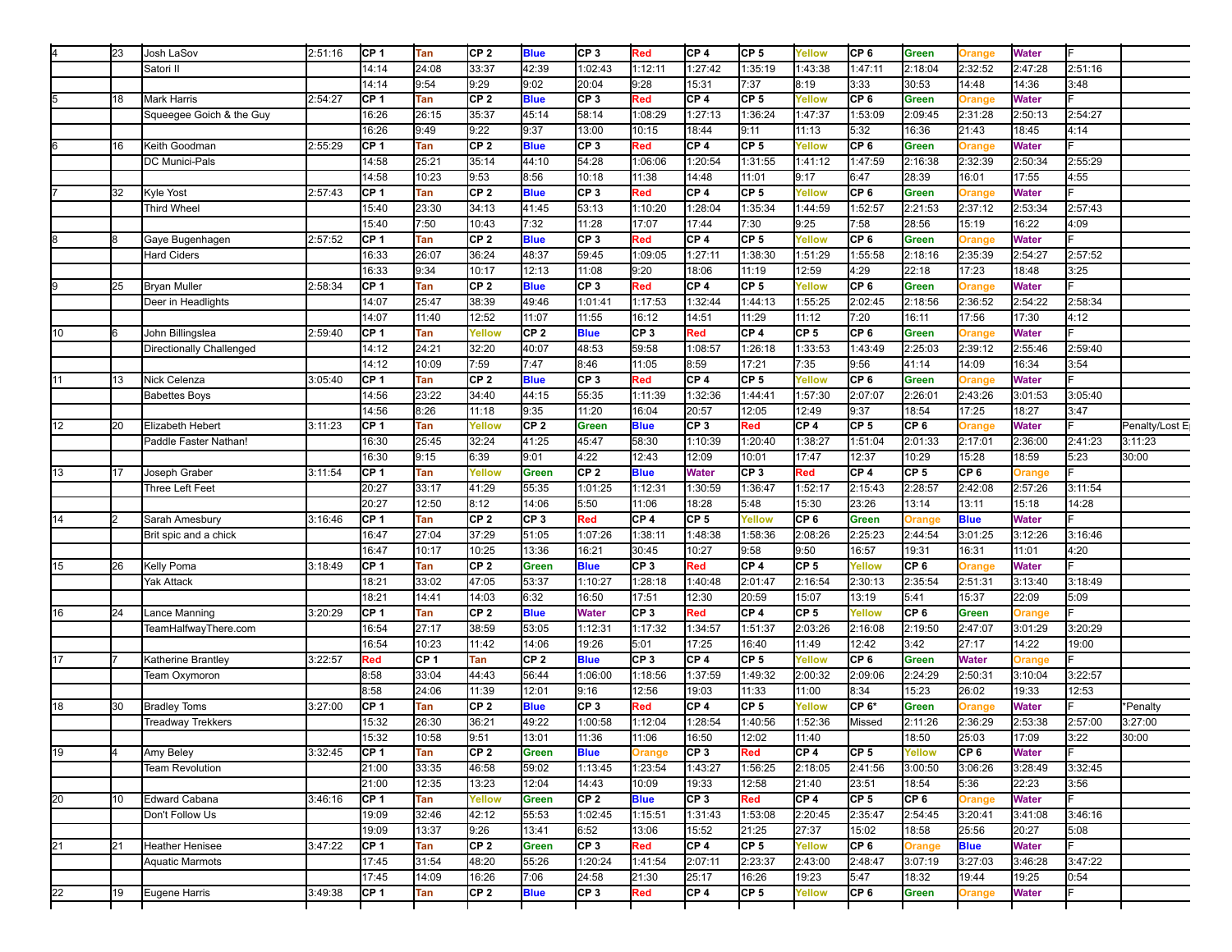| | | | | | | | | | | | | | | | | | | |
|---|---|---|---|---|---|---|---|---|---|---|---|---|---|---|---|---|---|---|
| 4 | 23 | Josh LaSov | 2:51:16 | CP 1 | Tan | CP 2 | Blue | CP 3 | Red | CP 4 | CP 5 | Yellow | CP 6 | Green | Orange | Water | F | |
| | | Satori II | | 14:14 | 24:08 | 33:37 | 42:39 | 1:02:43 | 1:12:11 | 1:27:42 | 1:35:19 | 1:43:38 | 1:47:11 | 2:18:04 | 2:32:52 | 2:47:28 | 2:51:16 | |
| | | | | 14:14 | 9:54 | 9:29 | 9:02 | 20:04 | 9:28 | 15:31 | 7:37 | 8:19 | 3:33 | 30:53 | 14:48 | 14:36 | 3:48 | |
| 5 | 18 | Mark Harris | 2:54:27 | CP 1 | Tan | CP 2 | Blue | CP 3 | Red | CP 4 | CP 5 | Yellow | CP 6 | Green | Orange | Water | F | |
| | | Squeegee Goich & the Guy | | 16:26 | 26:15 | 35:37 | 45:14 | 58:14 | 1:08:29 | 1:27:13 | 1:36:24 | 1:47:37 | 1:53:09 | 2:09:45 | 2:31:28 | 2:50:13 | 2:54:27 | |
| | | | | 16:26 | 9:49 | 9:22 | 9:37 | 13:00 | 10:15 | 18:44 | 9:11 | 11:13 | 5:32 | 16:36 | 21:43 | 18:45 | 4:14 | |
| 6 | 16 | Keith Goodman | 2:55:29 | CP 1 | Tan | CP 2 | Blue | CP 3 | Red | CP 4 | CP 5 | Yellow | CP 6 | Green | Orange | Water | F | |
| | | DC Munici-Pals | | 14:58 | 25:21 | 35:14 | 44:10 | 54:28 | 1:06:06 | 1:20:54 | 1:31:55 | 1:41:12 | 1:47:59 | 2:16:38 | 2:32:39 | 2:50:34 | 2:55:29 | |
| | | | | 14:58 | 10:23 | 9:53 | 8:56 | 10:18 | 11:38 | 14:48 | 11:01 | 9:17 | 6:47 | 28:39 | 16:01 | 17:55 | 4:55 | |
| 7 | 32 | Kyle Yost | 2:57:43 | CP 1 | Tan | CP 2 | Blue | CP 3 | Red | CP 4 | CP 5 | Yellow | CP 6 | Green | Orange | Water | F | |
| | | Third Wheel | | 15:40 | 23:30 | 34:13 | 41:45 | 53:13 | 1:10:20 | 1:28:04 | 1:35:34 | 1:44:59 | 1:52:57 | 2:21:53 | 2:37:12 | 2:53:34 | 2:57:43 | |
| | | | | 15:40 | 7:50 | 10:43 | 7:32 | 11:28 | 17:07 | 17:44 | 7:30 | 9:25 | 7:58 | 28:56 | 15:19 | 16:22 | 4:09 | |
| 8 | 8 | Gaye Bugenhagen | 2:57:52 | CP 1 | Tan | CP 2 | Blue | CP 3 | Red | CP 4 | CP 5 | Yellow | CP 6 | Green | Orange | Water | F | |
| | | Hard Ciders | | 16:33 | 26:07 | 36:24 | 48:37 | 59:45 | 1:09:05 | 1:27:11 | 1:38:30 | 1:51:29 | 1:55:58 | 2:18:16 | 2:35:39 | 2:54:27 | 2:57:52 | |
| | | | | 16:33 | 9:34 | 10:17 | 12:13 | 11:08 | 9:20 | 18:06 | 11:19 | 12:59 | 4:29 | 22:18 | 17:23 | 18:48 | 3:25 | |
| 9 | 25 | Bryan Muller | 2:58:34 | CP 1 | Tan | CP 2 | Blue | CP 3 | Red | CP 4 | CP 5 | Yellow | CP 6 | Green | Orange | Water | F | |
| | | Deer in Headlights | | 14:07 | 25:47 | 38:39 | 49:46 | 1:01:41 | 1:17:53 | 1:32:44 | 1:44:13 | 1:55:25 | 2:02:45 | 2:18:56 | 2:36:52 | 2:54:22 | 2:58:34 | |
| | | | | 14:07 | 11:40 | 12:52 | 11:07 | 11:55 | 16:12 | 14:51 | 11:29 | 11:12 | 7:20 | 16:11 | 17:56 | 17:30 | 4:12 | |
| 10 | 6 | John Billingslea | 2:59:40 | CP 1 | Tan | Yellow | CP 2 | Blue | CP 3 | Red | CP 4 | CP 5 | CP 6 | Green | Orange | Water | F | |
| | | Directionally Challenged | | 14:12 | 24:21 | 32:20 | 40:07 | 48:53 | 59:58 | 1:08:57 | 1:26:18 | 1:33:53 | 1:43:49 | 2:25:03 | 2:39:12 | 2:55:46 | 2:59:40 | |
| | | | | 14:12 | 10:09 | 7:59 | 7:47 | 8:46 | 11:05 | 8:59 | 17:21 | 7:35 | 9:56 | 41:14 | 14:09 | 16:34 | 3:54 | |
| 11 | 13 | Nick Celenza | 3:05:40 | CP 1 | Tan | CP 2 | Blue | CP 3 | Red | CP 4 | CP 5 | Yellow | CP 6 | Green | Orange | Water | F | |
| | | Babettes Boys | | 14:56 | 23:22 | 34:40 | 44:15 | 55:35 | 1:11:39 | 1:32:36 | 1:44:41 | 1:57:30 | 2:07:07 | 2:26:01 | 2:43:26 | 3:01:53 | 3:05:40 | |
| | | | | 14:56 | 8:26 | 11:18 | 9:35 | 11:20 | 16:04 | 20:57 | 12:05 | 12:49 | 9:37 | 18:54 | 17:25 | 18:27 | 3:47 | |
| 12 | 20 | Elizabeth Hebert | 3:11:23 | CP 1 | Tan | Yellow | CP 2 | Green | Blue | CP 3 | Red | CP 4 | CP 5 | CP 6 | Orange | Water | F | Penalty/Lost E |
| | | Paddle Faster Nathan! | | 16:30 | 25:45 | 32:24 | 41:25 | 45:47 | 58:30 | 1:10:39 | 1:20:40 | 1:38:27 | 1:51:04 | 2:01:33 | 2:17:01 | 2:36:00 | 2:41:23 | 3:11:23 |
| | | | | 16:30 | 9:15 | 6:39 | 9:01 | 4:22 | 12:43 | 12:09 | 10:01 | 17:47 | 12:37 | 10:29 | 15:28 | 18:59 | 5:23 | 30:00 |
| 13 | 17 | Joseph Graber | 3:11:54 | CP 1 | Tan | Yellow | Green | CP 2 | Blue | Water | CP 3 | Red | CP 4 | CP 5 | CP 6 | Orange | F | |
| | | Three Left Feet | | 20:27 | 33:17 | 41:29 | 55:35 | 1:01:25 | 1:12:31 | 1:30:59 | 1:36:47 | 1:52:17 | 2:15:43 | 2:28:57 | 2:42:08 | 2:57:26 | 3:11:54 | |
| | | | | 20:27 | 12:50 | 8:12 | 14:06 | 5:50 | 11:06 | 18:28 | 5:48 | 15:30 | 23:26 | 13:14 | 13:11 | 15:18 | 14:28 | |
| 14 | 2 | Sarah Amesbury | 3:16:46 | CP 1 | Tan | CP 2 | CP 3 | Red | CP 4 | CP 5 | Yellow | CP 6 | Green | Orange | Blue | Water | F | |
| | | Brit spic and a chick | | 16:47 | 27:04 | 37:29 | 51:05 | 1:07:26 | 1:38:11 | 1:48:38 | 1:58:36 | 2:08:26 | 2:25:23 | 2:44:54 | 3:01:25 | 3:12:26 | 3:16:46 | |
| | | | | 16:47 | 10:17 | 10:25 | 13:36 | 16:21 | 30:45 | 10:27 | 9:58 | 9:50 | 16:57 | 19:31 | 16:31 | 11:01 | 4:20 | |
| 15 | 26 | Kelly Poma | 3:18:49 | CP 1 | Tan | CP 2 | Green | Blue | CP 3 | Red | CP 4 | CP 5 | Yellow | CP 6 | Orange | Water | F | |
| | | Yak Attack | | 18:21 | 33:02 | 47:05 | 53:37 | 1:10:27 | 1:28:18 | 1:40:48 | 2:01:47 | 2:16:54 | 2:30:13 | 2:35:54 | 2:51:31 | 3:13:40 | 3:18:49 | |
| | | | | 18:21 | 14:41 | 14:03 | 6:32 | 16:50 | 17:51 | 12:30 | 20:59 | 15:07 | 13:19 | 5:41 | 15:37 | 22:09 | 5:09 | |
| 16 | 24 | Lance Manning | 3:20:29 | CP 1 | Tan | CP 2 | Blue | Water | CP 3 | Red | CP 4 | CP 5 | Yellow | CP 6 | Green | Orange | F | |
| | | TeamHalfwayThere.com | | 16:54 | 27:17 | 38:59 | 53:05 | 1:12:31 | 1:17:32 | 1:34:57 | 1:51:37 | 2:03:26 | 2:16:08 | 2:19:50 | 2:47:07 | 3:01:29 | 3:20:29 | |
| | | | | 16:54 | 10:23 | 11:42 | 14:06 | 19:26 | 5:01 | 17:25 | 16:40 | 11:49 | 12:42 | 3:42 | 27:17 | 14:22 | 19:00 | |
| 17 | 7 | Katherine Brantley | 3:22:57 | Red | CP 1 | Tan | CP 2 | Blue | CP 3 | CP 4 | CP 5 | Yellow | CP 6 | Green | Water | Orange | F | |
| | | Team Oxymoron | | 8:58 | 33:04 | 44:43 | 56:44 | 1:06:00 | 1:18:56 | 1:37:59 | 1:49:32 | 2:00:32 | 2:09:06 | 2:24:29 | 2:50:31 | 3:10:04 | 3:22:57 | |
| | | | | 8:58 | 24:06 | 11:39 | 12:01 | 9:16 | 12:56 | 19:03 | 11:33 | 11:00 | 8:34 | 15:23 | 26:02 | 19:33 | 12:53 | |
| 18 | 30 | Bradley Toms | 3:27:00 | CP 1 | Tan | CP 2 | Blue | CP 3 | Red | CP 4 | CP 5 | Yellow | CP 6* | Green | Orange | Water | F | *Penalty |
| | | Treadway Trekkers | | 15:32 | 26:30 | 36:21 | 49:22 | 1:00:58 | 1:12:04 | 1:28:54 | 1:40:56 | 1:52:36 | Missed | 2:11:26 | 2:36:29 | 2:53:38 | 2:57:00 | 3:27:00 |
| | | | | 15:32 | 10:58 | 9:51 | 13:01 | 11:36 | 11:06 | 16:50 | 12:02 | 11:40 | | 18:50 | 25:03 | 17:09 | 3:22 | 30:00 |
| 19 | 4 | Amy Beley | 3:32:45 | CP 1 | Tan | CP 2 | Green | Blue | Orange | CP 3 | Red | CP 4 | CP 5 | Yellow | CP 6 | Water | F | |
| | | Team Revolution | | 21:00 | 33:35 | 46:58 | 59:02 | 1:13:45 | 1:23:54 | 1:43:27 | 1:56:25 | 2:18:05 | 2:41:56 | 3:00:50 | 3:06:26 | 3:28:49 | 3:32:45 | |
| | | | | 21:00 | 12:35 | 13:23 | 12:04 | 14:43 | 10:09 | 19:33 | 12:58 | 21:40 | 23:51 | 18:54 | 5:36 | 22:23 | 3:56 | |
| 20 | 10 | Edward Cabana | 3:46:16 | CP 1 | Tan | Yellow | Green | CP 2 | Blue | CP 3 | Red | CP 4 | CP 5 | CP 6 | Orange | Water | F | |
| | | Don't Follow Us | | 19:09 | 32:46 | 42:12 | 55:53 | 1:02:45 | 1:15:51 | 1:31:43 | 1:53:08 | 2:20:45 | 2:35:47 | 2:54:45 | 3:20:41 | 3:41:08 | 3:46:16 | |
| | | | | 19:09 | 13:37 | 9:26 | 13:41 | 6:52 | 13:06 | 15:52 | 21:25 | 27:37 | 15:02 | 18:58 | 25:56 | 20:27 | 5:08 | |
| 21 | 21 | Heather Henisee | 3:47:22 | CP 1 | Tan | CP 2 | Green | CP 3 | Red | CP 4 | CP 5 | Yellow | CP 6 | Orange | Blue | Water | F | |
| | | Aquatic Marmots | | 17:45 | 31:54 | 48:20 | 55:26 | 1:20:24 | 1:41:54 | 2:07:11 | 2:23:37 | 2:43:00 | 2:48:47 | 3:07:19 | 3:27:03 | 3:46:28 | 3:47:22 | |
| | | | | 17:45 | 14:09 | 16:26 | 7:06 | 24:58 | 21:30 | 25:17 | 16:26 | 19:23 | 5:47 | 18:32 | 19:44 | 19:25 | 0:54 | |
| 22 | 19 | Eugene Harris | 3:49:38 | CP 1 | Tan | CP 2 | Blue | CP 3 | Red | CP 4 | CP 5 | Yellow | CP 6 | Green | Orange | Water | F | |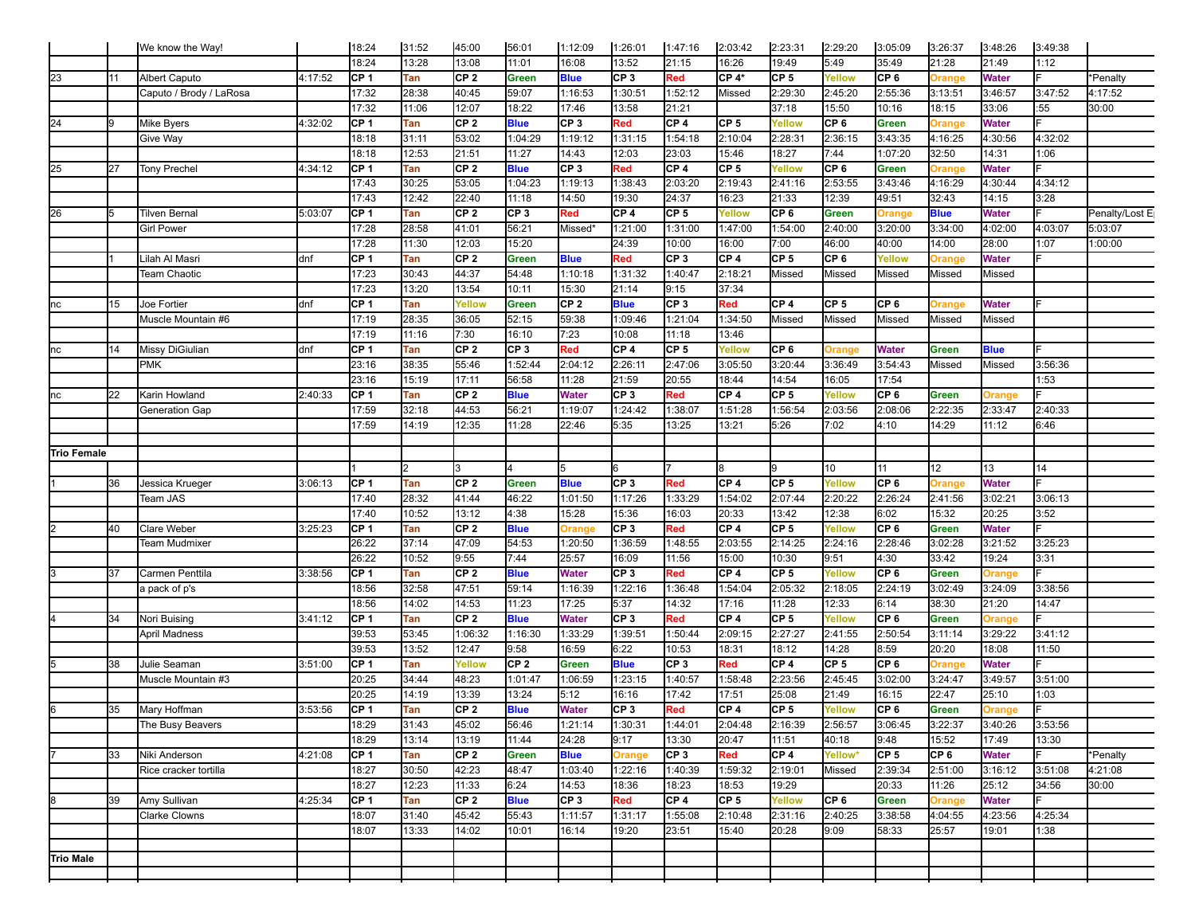| | | | | | | | | | | | | | | | | | | | |
|---|---|---|---|---|---|---|---|---|---|---|---|---|---|---|---|---|---|---|---|
| | | We know the Way! | | 18:24 | 31:52 | 45:00 | 56:01 | 1:12:09 | 1:26:01 | 1:47:16 | 2:03:42 | 2:23:31 | 2:29:20 | 3:05:09 | 3:26:37 | 3:48:26 | 3:49:38 | |
| | | | | 18:24 | 13:28 | 13:08 | 11:01 | 16:08 | 13:52 | 21:15 | 16:26 | 19:49 | 5:49 | 35:49 | 21:28 | 21:49 | 1:12 | |
| 23 | 11 | Albert Caputo | 4:17:52 | **CP 1** | **Tan** | **CP 2** | **Green** | **Blue** | **CP 3** | **Red** | **CP 4*** | **CP 5** | **Yellow** | **CP 6** | **Orange** | **Water** | F | *Penalty |
| | | Caputo / Brody / LaRosa | | 17:32 | 28:38 | 40:45 | 59:07 | 1:16:53 | 1:30:51 | 1:52:12 | Missed | 2:29:30 | 2:45:20 | 2:55:36 | 3:13:51 | 3:46:57 | 3:47:52 | 4:17:52 |
| | | | | 17:32 | 11:06 | 12:07 | 18:22 | 17:46 | 13:58 | 21:21 | | 37:18 | 15:50 | 10:16 | 18:15 | 33:06 | :55 | 30:00 |
| 24 | 9 | Mike Byers | 4:32:02 | **CP 1** | **Tan** | **CP 2** | **Blue** | **CP 3** | **Red** | **CP 4** | **CP 5** | **Yellow** | **CP 6** | **Green** | **Orange** | **Water** | F | |
| | | Give Way | | 18:18 | 31:11 | 53:02 | 1:04:29 | 1:19:12 | 1:31:15 | 1:54:18 | 2:10:04 | 2:28:31 | 2:36:15 | 3:43:35 | 4:16:25 | 4:30:56 | 4:32:02 | |
| | | | | 18:18 | 12:53 | 21:51 | 11:27 | 14:43 | 12:03 | 23:03 | 15:46 | 18:27 | 7:44 | 1:07:20 | 32:50 | 14:31 | 1:06 | |
| 25 | 27 | Tony Prechel | 4:34:12 | **CP 1** | **Tan** | **CP 2** | **Blue** | **CP 3** | **Red** | **CP 4** | **CP 5** | **Yellow** | **CP 6** | **Green** | **Orange** | **Water** | F | |
| | | | | 17:43 | 30:25 | 53:05 | 1:04:23 | 1:19:13 | 1:38:43 | 2:03:20 | 2:19:43 | 2:41:16 | 2:53:55 | 3:43:46 | 4:16:29 | 4:30:44 | 4:34:12 | |
| | | | | 17:43 | 12:42 | 22:40 | 11:18 | 14:50 | 19:30 | 24:37 | 16:23 | 21:33 | 12:39 | 49:51 | 32:43 | 14:15 | 3:28 | |
| 26 | 5 | Tilven Bernal | 5:03:07 | **CP 1** | **Tan** | **CP 2** | **CP 3** | **Red** | **CP 4** | **CP 5** | **Yellow** | **CP 6** | **Green** | **Orange** | **Blue** | **Water** | F | Penalty/Lost E |
| | | Girl Power | | 17:28 | 28:58 | 41:01 | 56:21 | Missed* | 1:21:00 | 1:31:00 | 1:47:00 | 1:54:00 | 2:40:00 | 3:20:00 | 3:34:00 | 4:02:00 | 4:03:07 | 5:03:07 |
| | | | | 17:28 | 11:30 | 12:03 | 15:20 | | 24:39 | 10:00 | 16:00 | 7:00 | 46:00 | 40:00 | 14:00 | 28:00 | 1:07 | 1:00:00 |
| | 1 | Lilah Al Masri | dnf | **CP 1** | **Tan** | **CP 2** | **Green** | **Blue** | **Red** | **CP 3** | **CP 4** | **CP 5** | **CP 6** | **Yellow** | **Orange** | **Water** | F | |
| | | Team Chaotic | | 17:23 | 30:43 | 44:37 | 54:48 | 1:10:18 | 1:31:32 | 1:40:47 | 2:18:21 | Missed | Missed | Missed | Missed | Missed | | |
| | | | | 17:23 | 13:20 | 13:54 | 10:11 | 15:30 | 21:14 | 9:15 | 37:34 | | | | | | | |
| nc | 15 | Joe Fortier | dnf | **CP 1** | **Tan** | **Yellow** | **Green** | **CP 2** | **Blue** | **CP 3** | **Red** | **CP 4** | **CP 5** | **CP 6** | **Orange** | **Water** | F | |
| | | Muscle Mountain #6 | | 17:19 | 28:35 | 36:05 | 52:15 | 59:38 | 1:09:46 | 1:21:04 | 1:34:50 | Missed | Missed | Missed | Missed | Missed | | |
| | | | | 17:19 | 11:16 | 7:30 | 16:10 | 7:23 | 10:08 | 11:18 | 13:46 | | | | | | | |
| nc | 14 | Missy DiGiulian | dnf | **CP 1** | **Tan** | **CP 2** | **CP 3** | **Red** | **CP 4** | **CP 5** | **Yellow** | **CP 6** | **Orange** | **Water** | **Green** | **Blue** | F | |
| | | PMK | | 23:16 | 38:35 | 55:46 | 1:52:44 | 2:04:12 | 2:26:11 | 2:47:06 | 3:05:50 | 3:20:44 | 3:36:49 | 3:54:43 | Missed | Missed | 3:56:36 | |
| | | | | 23:16 | 15:19 | 17:11 | 56:58 | 11:28 | 21:59 | 20:55 | 18:44 | 14:54 | 16:05 | 17:54 | | | 1:53 | |
| nc | 22 | Karin Howland | 2:40:33 | **CP 1** | **Tan** | **CP 2** | **Blue** | **Water** | **CP 3** | **Red** | **CP 4** | **CP 5** | **Yellow** | **CP 6** | **Green** | **Orange** | F | |
| | | Generation Gap | | 17:59 | 32:18 | 44:53 | 56:21 | 1:19:07 | 1:24:42 | 1:38:07 | 1:51:28 | 1:56:54 | 2:03:56 | 2:08:06 | 2:22:35 | 2:33:47 | 2:40:33 | |
| | | | | 17:59 | 14:19 | 12:35 | 11:28 | 22:46 | 5:35 | 13:25 | 13:21 | 5:26 | 7:02 | 4:10 | 14:29 | 11:12 | 6:46 | |
| | | | | | | | | | | | | | | | | | | |
| **Trio Female** | | | | | | | | | | | | | | | | | | |
| | | | | 1 | 2 | 3 | 4 | 5 | 6 | 7 | 8 | 9 | 10 | 11 | 12 | 13 | 14 | |
| 1 | 36 | Jessica Krueger | 3:06:13 | **CP 1** | **Tan** | **CP 2** | **Green** | **Blue** | **CP 3** | **Red** | **CP 4** | **CP 5** | **Yellow** | **CP 6** | **Orange** | **Water** | F | |
| | | Team JAS | | 17:40 | 28:32 | 41:44 | 46:22 | 1:01:50 | 1:17:26 | 1:33:29 | 1:54:02 | 2:07:44 | 2:20:22 | 2:26:24 | 2:41:56 | 3:02:21 | 3:06:13 | |
| | | | | 17:40 | 10:52 | 13:12 | 4:38 | 15:28 | 15:36 | 16:03 | 20:33 | 13:42 | 12:38 | 6:02 | 15:32 | 20:25 | 3:52 | |
| 2 | 40 | Clare Weber | 3:25:23 | **CP 1** | **Tan** | **CP 2** | **Blue** | **Orange** | **CP 3** | **Red** | **CP 4** | **CP 5** | **Yellow** | **CP 6** | **Green** | **Water** | F | |
| | | Team Mudmixer | | 26:22 | 37:14 | 47:09 | 54:53 | 1:20:50 | 1:36:59 | 1:48:55 | 2:03:55 | 2:14:25 | 2:24:16 | 2:28:46 | 3:02:28 | 3:21:52 | 3:25:23 | |
| | | | | 26:22 | 10:52 | 9:55 | 7:44 | 25:57 | 16:09 | 11:56 | 15:00 | 10:30 | 9:51 | 4:30 | 33:42 | 19:24 | 3:31 | |
| 3 | 37 | Carmen Penttila | 3:38:56 | **CP 1** | **Tan** | **CP 2** | **Blue** | **Water** | **CP 3** | **Red** | **CP 4** | **CP 5** | **Yellow** | **CP 6** | **Green** | **Orange** | F | |
| | | a pack of p's | | 18:56 | 32:58 | 47:51 | 59:14 | 1:16:39 | 1:22:16 | 1:36:48 | 1:54:04 | 2:05:32 | 2:18:05 | 2:24:19 | 3:02:49 | 3:24:09 | 3:38:56 | |
| | | | | 18:56 | 14:02 | 14:53 | 11:23 | 17:25 | 5:37 | 14:32 | 17:16 | 11:28 | 12:33 | 6:14 | 38:30 | 21:20 | 14:47 | |
| 4 | 34 | Nori Buising | 3:41:12 | **CP 1** | **Tan** | **CP 2** | **Blue** | **Water** | **CP 3** | **Red** | **CP 4** | **CP 5** | **Yellow** | **CP 6** | **Green** | **Orange** | F | |
| | | April Madness | | 39:53 | 53:45 | 1:06:32 | 1:16:30 | 1:33:29 | 1:39:51 | 1:50:44 | 2:09:15 | 2:27:27 | 2:41:55 | 2:50:54 | 3:11:14 | 3:29:22 | 3:41:12 | |
| | | | | 39:53 | 13:52 | 12:47 | 9:58 | 16:59 | 6:22 | 10:53 | 18:31 | 18:12 | 14:28 | 8:59 | 20:20 | 18:08 | 11:50 | |
| 5 | 38 | Julie Seaman | 3:51:00 | **CP 1** | **Tan** | **Yellow** | **CP 2** | **Green** | **Blue** | **CP 3** | **Red** | **CP 4** | **CP 5** | **CP 6** | **Orange** | **Water** | F | |
| | | Muscle Mountain #3 | | 20:25 | 34:44 | 48:23 | 1:01:47 | 1:06:59 | 1:23:15 | 1:40:57 | 1:58:48 | 2:23:56 | 2:45:45 | 3:02:00 | 3:24:47 | 3:49:57 | 3:51:00 | |
| | | | | 20:25 | 14:19 | 13:39 | 13:24 | 5:12 | 16:16 | 17:42 | 17:51 | 25:08 | 21:49 | 16:15 | 22:47 | 25:10 | 1:03 | |
| 6 | 35 | Mary Hoffman | 3:53:56 | **CP 1** | **Tan** | **CP 2** | **Blue** | **Water** | **CP 3** | **Red** | **CP 4** | **CP 5** | **Yellow** | **CP 6** | **Green** | **Orange** | F | |
| | | The Busy Beavers | | 18:29 | 31:43 | 45:02 | 56:46 | 1:21:14 | 1:30:31 | 1:44:01 | 2:04:48 | 2:16:39 | 2:56:57 | 3:06:45 | 3:22:37 | 3:40:26 | 3:53:56 | |
| | | | | 18:29 | 13:14 | 13:19 | 11:44 | 24:28 | 9:17 | 13:30 | 20:47 | 11:51 | 40:18 | 9:48 | 15:52 | 17:49 | 13:30 | |
| 7 | 33 | Niki Anderson | 4:21:08 | **CP 1** | **Tan** | **CP 2** | **Green** | **Blue** | **Orange** | **CP 3** | **Red** | **CP 4** | **Yellow*** | **CP 5** | **CP 6** | **Water** | F | *Penalty |
| | | Rice cracker tortilla | | 18:27 | 30:50 | 42:23 | 48:47 | 1:03:40 | 1:22:16 | 1:40:39 | 1:59:32 | 2:19:01 | Missed | 2:39:34 | 2:51:00 | 3:16:12 | 3:51:08 | 4:21:08 |
| | | | | 18:27 | 12:23 | 11:33 | 6:24 | 14:53 | 18:36 | 18:23 | 18:53 | 19:29 | | 20:33 | 11:26 | 25:12 | 34:56 | 30:00 |
| 8 | 39 | Amy Sullivan | 4:25:34 | **CP 1** | **Tan** | **CP 2** | **Blue** | **CP 3** | **Red** | **CP 4** | **CP 5** | **Yellow** | **CP 6** | **Green** | **Orange** | **Water** | F | |
| | | Clarke Clowns | | 18:07 | 31:40 | 45:42 | 55:43 | 1:11:57 | 1:31:17 | 1:55:08 | 2:10:48 | 2:31:16 | 2:40:25 | 3:38:58 | 4:04:55 | 4:23:56 | 4:25:34 | |
| | | | | 18:07 | 13:33 | 14:02 | 10:01 | 16:14 | 19:20 | 23:51 | 15:40 | 20:28 | 9:09 | 58:33 | 25:57 | 19:01 | 1:38 | |
| | | | | | | | | | | | | | | | | | | |
| **Trio Male** | | | | | | | | | | | | | | | | | | |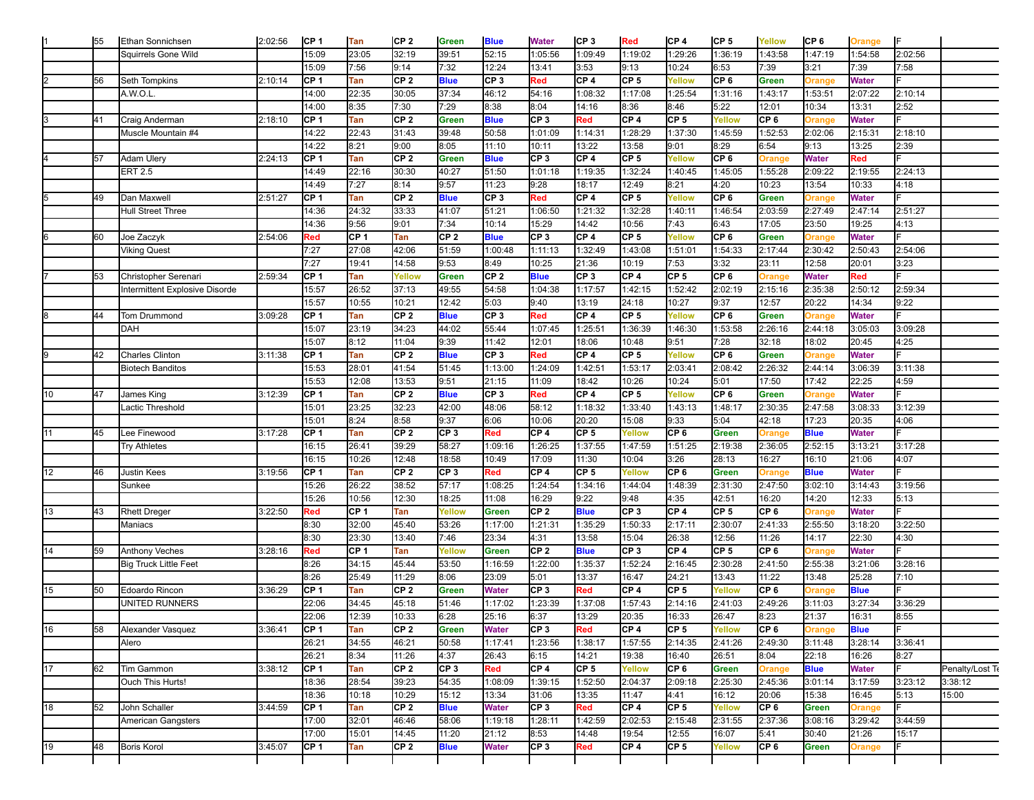| | | | | | | | | | | | | | | | | | | | |
|---|---|---|---|---|---|---|---|---|---|---|---|---|---|---|---|---|---|---|---|
| 1 | 55 | Ethan Sonnichsen | 2:02:56 | **CP 1** | **Tan** | **CP 2** | **Green** | **Blue** | **Water** | **CP 3** | **Red** | **CP 4** | **CP 5** | **Yellow** | **CP 6** | **Orange** | **F** | |
| | | Squirrels Gone Wild | | 15:09 | 23:05 | 32:19 | 39:51 | 52:15 | 1:05:56 | 1:09:49 | 1:19:02 | 1:29:26 | 1:36:19 | 1:43:58 | 1:47:19 | 1:54:58 | 2:02:56 | |
| | | | | 15:09 | 7:56 | 9:14 | 7:32 | 12:24 | 13:41 | 3:53 | 9:13 | 10:24 | 6:53 | 7:39 | 3:21 | 7:39 | 7:58 | |
| 2 | 56 | Seth Tompkins | 2:10:14 | **CP 1** | **Tan** | **CP 2** | **Blue** | **CP 3** | **Red** | **CP 4** | **CP 5** | **Yellow** | **CP 6** | **Green** | **Orange** | **Water** | **F** | |
| | | A.W.O.L. | | 14:00 | 22:35 | 30:05 | 37:34 | 46:12 | 54:16 | 1:08:32 | 1:17:08 | 1:25:54 | 1:31:16 | 1:43:17 | 1:53:51 | 2:07:22 | 2:10:14 | |
| | | | | 14:00 | 8:35 | 7:30 | 7:29 | 8:38 | 8:04 | 14:16 | 8:36 | 8:46 | 5:22 | 12:01 | 10:34 | 13:31 | 2:52 | |
| 3 | 41 | Craig Anderman | 2:18:10 | **CP 1** | **Tan** | **CP 2** | **Green** | **Blue** | **CP 3** | **Red** | **CP 4** | **CP 5** | **Yellow** | **CP 6** | **Orange** | **Water** | **F** | |
| | | Muscle Mountain #4 | | 14:22 | 22:43 | 31:43 | 39:48 | 50:58 | 1:01:09 | 1:14:31 | 1:28:29 | 1:37:30 | 1:45:59 | 1:52:53 | 2:02:06 | 2:15:31 | 2:18:10 | |
| | | | | 14:22 | 8:21 | 9:00 | 8:05 | 11:10 | 10:11 | 13:22 | 13:58 | 9:01 | 8:29 | 6:54 | 9:13 | 13:25 | 2:39 | |
| 4 | 57 | Adam Ulery | 2:24:13 | **CP 1** | **Tan** | **CP 2** | **Green** | **Blue** | **CP 3** | **CP 4** | **CP 5** | **Yellow** | **CP 6** | **Orange** | **Water** | **Red** | **F** | |
| | | ERT 2.5 | | 14:49 | 22:16 | 30:30 | 40:27 | 51:50 | 1:01:18 | 1:19:35 | 1:32:24 | 1:40:45 | 1:45:05 | 1:55:28 | 2:09:22 | 2:19:55 | 2:24:13 | |
| | | | | 14:49 | 7:27 | 8:14 | 9:57 | 11:23 | 9:28 | 18:17 | 12:49 | 8:21 | 4:20 | 10:23 | 13:54 | 10:33 | 4:18 | |
| 5 | 49 | Dan Maxwell | 2:51:27 | **CP 1** | **Tan** | **CP 2** | **Blue** | **CP 3** | **Red** | **CP 4** | **CP 5** | **Yellow** | **CP 6** | **Green** | **Orange** | **Water** | **F** | |
| | | Hull Street Three | | 14:36 | 24:32 | 33:33 | 41:07 | 51:21 | 1:06:50 | 1:21:32 | 1:32:28 | 1:40:11 | 1:46:54 | 2:03:59 | 2:27:49 | 2:47:14 | 2:51:27 | |
| | | | | 14:36 | 9:56 | 9:01 | 7:34 | 10:14 | 15:29 | 14:42 | 10:56 | 7:43 | 6:43 | 17:05 | 23:50 | 19:25 | 4:13 | |
| 6 | 60 | Joe Zaczyk | 2:54:06 | **Red** | **CP 1** | **Tan** | **CP 2** | **Blue** | **CP 3** | **CP 4** | **CP 5** | **Yellow** | **CP 6** | **Green** | **Orange** | **Water** | **F** | |
| | | Viking Quest | | 7:27 | 27:08 | 42:06 | 51:59 | 1:00:48 | 1:11:13 | 1:32:49 | 1:43:08 | 1:51:01 | 1:54:33 | 2:17:44 | 2:30:42 | 2:50:43 | 2:54:06 | |
| | | | | 7:27 | 19:41 | 14:58 | 9:53 | 8:49 | 10:25 | 21:36 | 10:19 | 7:53 | 3:32 | 23:11 | 12:58 | 20:01 | 3:23 | |
| 7 | 53 | Christopher Serenari | 2:59:34 | **CP 1** | **Tan** | **Yellow** | **Green** | **CP 2** | **Blue** | **CP 3** | **CP 4** | **CP 5** | **CP 6** | **Orange** | **Water** | **Red** | **F** | |
| | | Intermittent Explosive Disorde | | 15:57 | 26:52 | 37:13 | 49:55 | 54:58 | 1:04:38 | 1:17:57 | 1:42:15 | 1:52:42 | 2:02:19 | 2:15:16 | 2:35:38 | 2:50:12 | 2:59:34 | |
| | | | | 15:57 | 10:55 | 10:21 | 12:42 | 5:03 | 9:40 | 13:19 | 24:18 | 10:27 | 9:37 | 12:57 | 20:22 | 14:34 | 9:22 | |
| 8 | 44 | Tom Drummond | 3:09:28 | **CP 1** | **Tan** | **CP 2** | **Blue** | **CP 3** | **Red** | **CP 4** | **CP 5** | **Yellow** | **CP 6** | **Green** | **Orange** | **Water** | **F** | |
| | | DAH | | 15:07 | 23:19 | 34:23 | 44:02 | 55:44 | 1:07:45 | 1:25:51 | 1:36:39 | 1:46:30 | 1:53:58 | 2:26:16 | 2:44:18 | 3:05:03 | 3:09:28 | |
| | | | | 15:07 | 8:12 | 11:04 | 9:39 | 11:42 | 12:01 | 18:06 | 10:48 | 9:51 | 7:28 | 32:18 | 18:02 | 20:45 | 4:25 | |
| 9 | 42 | Charles Clinton | 3:11:38 | **CP 1** | **Tan** | **CP 2** | **Blue** | **CP 3** | **Red** | **CP 4** | **CP 5** | **Yellow** | **CP 6** | **Green** | **Orange** | **Water** | **F** | |
| | | Biotech Bandits | | 15:53 | 28:01 | 41:54 | 51:45 | 1:13:00 | 1:24:09 | 1:42:51 | 1:53:17 | 2:03:41 | 2:08:42 | 2:26:32 | 2:44:14 | 3:06:39 | 3:11:38 | |
| | | | | 15:53 | 12:08 | 13:53 | 9:51 | 21:15 | 11:09 | 18:42 | 10:26 | 10:24 | 5:01 | 17:50 | 17:42 | 22:25 | 4:59 | |
| 10 | 47 | James King | 3:12:39 | **CP 1** | **Tan** | **CP 2** | **Blue** | **CP 3** | **Red** | **CP 4** | **CP 5** | **Yellow** | **CP 6** | **Green** | **Orange** | **Water** | **F** | |
| | | Lactic Threshold | | 15:01 | 23:25 | 32:23 | 42:00 | 48:06 | 58:12 | 1:18:32 | 1:33:40 | 1:43:13 | 1:48:17 | 2:30:35 | 2:47:58 | 3:08:33 | 3:12:39 | |
| | | | | 15:01 | 8:24 | 8:58 | 9:37 | 6:06 | 10:06 | 20:20 | 15:08 | 9:33 | 5:04 | 42:18 | 17:23 | 20:35 | 4:06 | |
| 11 | 45 | Lee Finewood | 3:17:28 | **CP 1** | **Tan** | **CP 2** | **CP 3** | **Red** | **CP 4** | **CP 5** | **Yellow** | **CP 6** | **Green** | **Orange** | **Blue** | **Water** | **F** | |
| | | Try Athletes | | 16:15 | 26:41 | 39:29 | 58:27 | 1:09:16 | 1:26:25 | 1:37:55 | 1:47:59 | 1:51:25 | 2:19:38 | 2:36:05 | 2:52:15 | 3:13:21 | 3:17:28 | |
| | | | | 16:15 | 10:26 | 12:48 | 18:58 | 10:49 | 17:09 | 11:30 | 10:04 | 3:26 | 28:13 | 16:27 | 16:10 | 21:06 | 4:07 | |
| 12 | 46 | Justin Kees | 3:19:56 | **CP 1** | **Tan** | **CP 2** | **CP 3** | **Red** | **CP 4** | **CP 5** | **Yellow** | **CP 6** | **Green** | **Orange** | **Blue** | **Water** | **F** | |
| | | Sunkee | | 15:26 | 26:22 | 38:52 | 57:17 | 1:08:25 | 1:24:54 | 1:34:16 | 1:44:04 | 1:48:39 | 2:31:30 | 2:47:50 | 3:02:10 | 3:14:43 | 3:19:56 | |
| | | | | 15:26 | 10:56 | 12:30 | 18:25 | 11:08 | 16:29 | 9:22 | 9:48 | 4:35 | 42:51 | 16:20 | 14:20 | 12:33 | 5:13 | |
| 13 | 43 | Rhett Dreger | 3:22:50 | **Red** | **CP 1** | **Tan** | **Yellow** | **Green** | **CP 2** | **Blue** | **CP 3** | **CP 4** | **CP 5** | **CP 6** | **Orange** | **Water** | **F** | |
| | | Maniacs | | 8:30 | 32:00 | 45:40 | 53:26 | 1:17:00 | 1:21:31 | 1:35:29 | 1:50:33 | 2:17:11 | 2:30:07 | 2:41:33 | 2:55:50 | 3:18:20 | 3:22:50 | |
| | | | | 8:30 | 23:30 | 13:40 | 7:46 | 23:34 | 4:31 | 13:58 | 15:04 | 26:38 | 12:56 | 11:26 | 14:17 | 22:30 | 4:30 | |
| 14 | 59 | Anthony Veches | 3:28:16 | **Red** | **CP 1** | **Tan** | **Yellow** | **Green** | **CP 2** | **Blue** | **CP 3** | **CP 4** | **CP 5** | **CP 6** | **Orange** | **Water** | **F** | |
| | | Big Truck Little Feet | | 8:26 | 34:15 | 45:44 | 53:50 | 1:16:59 | 1:22:00 | 1:35:37 | 1:52:24 | 2:16:45 | 2:30:28 | 2:41:50 | 2:55:38 | 3:21:06 | 3:28:16 | |
| | | | | 8:26 | 25:49 | 11:29 | 8:06 | 23:09 | 5:01 | 13:37 | 16:47 | 24:21 | 13:43 | 11:22 | 13:48 | 25:28 | 7:10 | |
| 15 | 50 | Edoardo Rincon | 3:36:29 | **CP 1** | **Tan** | **CP 2** | **Green** | **Water** | **CP 3** | **Red** | **CP 4** | **CP 5** | **Yellow** | **CP 6** | **Orange** | **Blue** | **F** | |
| | | UNITED RUNNERS | | 22:06 | 34:45 | 45:18 | 51:46 | 1:17:02 | 1:23:39 | 1:37:08 | 1:57:43 | 2:14:16 | 2:41:03 | 2:49:26 | 3:11:03 | 3:27:34 | 3:36:29 | |
| | | | | 22:06 | 12:39 | 10:33 | 6:28 | 25:16 | 6:37 | 13:29 | 20:35 | 16:33 | 26:47 | 8:23 | 21:37 | 16:31 | 8:55 | |
| 16 | 58 | Alexander Vasquez | 3:36:41 | **CP 1** | **Tan** | **CP 2** | **Green** | **Water** | **CP 3** | **Red** | **CP 4** | **CP 5** | **Yellow** | **CP 6** | **Orange** | **Blue** | **F** | |
| | | Alero | | 26:21 | 34:55 | 46:21 | 50:58 | 1:17:41 | 1:23:56 | 1:38:17 | 1:57:55 | 2:14:35 | 2:41:26 | 2:49:30 | 3:11:48 | 3:28:14 | 3:36:41 | |
| | | | | 26:21 | 8:34 | 11:26 | 4:37 | 26:43 | 6:15 | 14:21 | 19:38 | 16:40 | 26:51 | 8:04 | 22:18 | 16:26 | 8:27 | |
| 17 | 62 | Tim Gammon | 3:38:12 | **CP 1** | **Tan** | **CP 2** | **CP 3** | **Red** | **CP 4** | **CP 5** | **Yellow** | **CP 6** | **Green** | **Orange** | **Blue** | **Water** | **F** | Penalty/Lost Te |
| | | Ouch This Hurts! | | 18:36 | 28:54 | 39:23 | 54:35 | 1:08:09 | 1:39:15 | 1:52:50 | 2:04:37 | 2:09:18 | 2:25:30 | 2:45:36 | 3:01:14 | 3:17:59 | 3:23:12 | 3:38:12 |
| | | | | 18:36 | 10:18 | 10:29 | 15:12 | 13:34 | 31:06 | 13:35 | 11:47 | 4:41 | 16:12 | 20:06 | 15:38 | 16:45 | 5:13 | 15:00 |
| 18 | 52 | John Schaller | 3:44:59 | **CP 1** | **Tan** | **CP 2** | **Blue** | **Water** | **CP 3** | **Red** | **CP 4** | **CP 5** | **Yellow** | **CP 6** | **Green** | **Orange** | **F** | |
| | | American Gangsters | | 17:00 | 32:01 | 46:46 | 58:06 | 1:19:18 | 1:28:11 | 1:42:59 | 2:02:53 | 2:15:48 | 2:31:55 | 2:37:36 | 3:08:16 | 3:29:42 | 3:44:59 | |
| | | | | 17:00 | 15:01 | 14:45 | 11:20 | 21:12 | 8:53 | 14:48 | 19:54 | 12:55 | 16:07 | 5:41 | 30:40 | 21:26 | 15:17 | |
| 19 | 48 | Boris Korol | 3:45:07 | **CP 1** | **Tan** | **CP 2** | **Blue** | **Water** | **CP 3** | **Red** | **CP 4** | **CP 5** | **Yellow** | **CP 6** | **Green** | **Orange** | **F** | |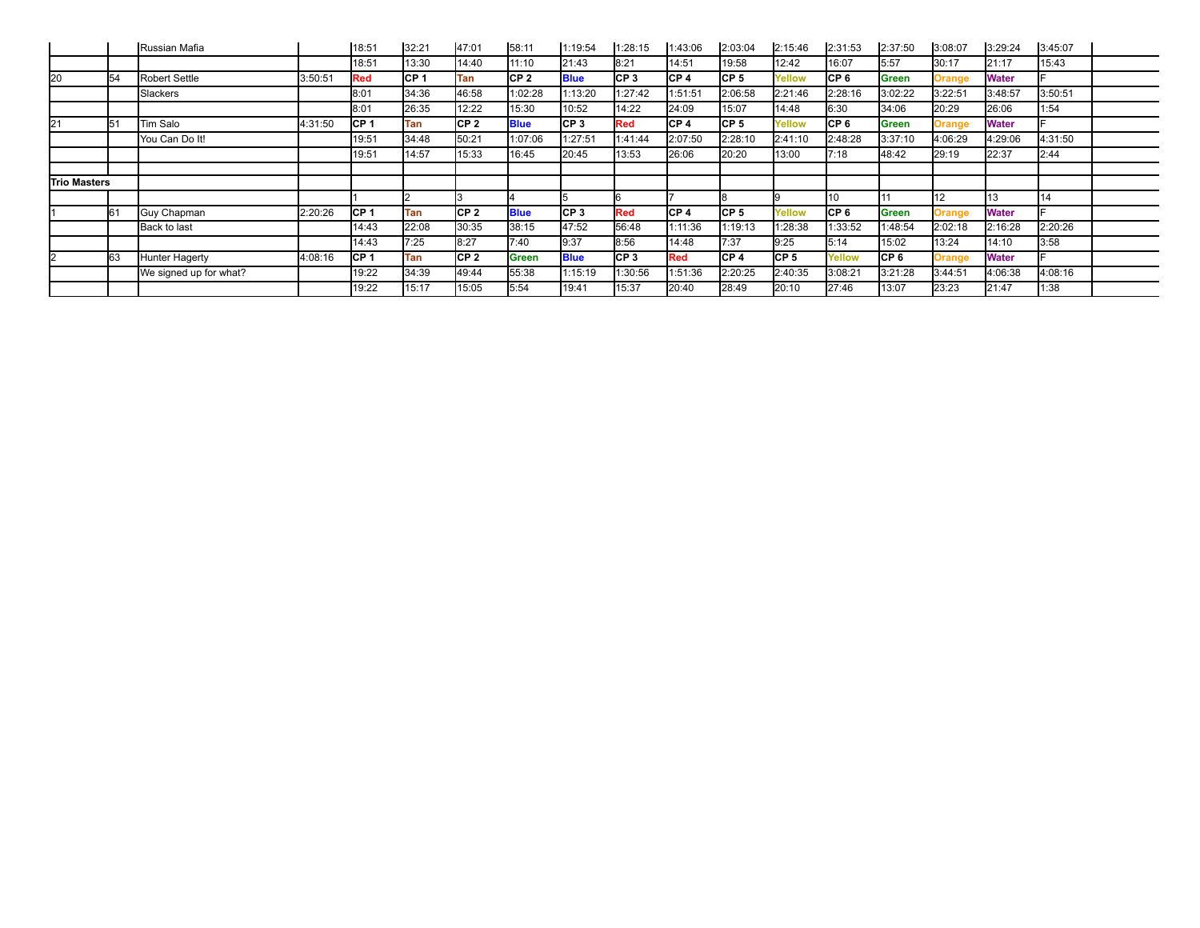| | | | | | | | | | | | | | | | | | | |
|---|---|---|---|---|---|---|---|---|---|---|---|---|---|---|---|---|---|---|
| | | Russian Mafia | | 18:51 | 32:21 | 47:01 | 58:11 | 1:19:54 | 1:28:15 | 1:43:06 | 2:03:04 | 2:15:46 | 2:31:53 | 2:37:50 | 3:08:07 | 3:29:24 | 3:45:07 | |
| | | | | 18:51 | 13:30 | 14:40 | 11:10 | 21:43 | 8:21 | 14:51 | 19:58 | 12:42 | 16:07 | 5:57 | 30:17 | 21:17 | 15:43 | |
| 20 | 54 | Robert Settle | 3:50:51 | **Red** | **CP 1** | **Tan** | **CP 2** | **Blue** | **CP 3** | **CP 4** | **CP 5** | **Yellow** | **CP 6** | **Green** | **Orange** | **Water** | F | |
| | | Slackers | | 8:01 | 34:36 | 46:58 | 1:02:28 | 1:13:20 | 1:27:42 | 1:51:51 | 2:06:58 | 2:21:46 | 2:28:16 | 3:02:22 | 3:22:51 | 3:48:57 | 3:50:51 | |
| | | | | 8:01 | 26:35 | 12:22 | 15:30 | 10:52 | 14:22 | 24:09 | 15:07 | 14:48 | 6:30 | 34:06 | 20:29 | 26:06 | 1:54 | |
| 21 | 51 | Tim Salo | 4:31:50 | **CP 1** | **Tan** | **CP 2** | **Blue** | **CP 3** | **Red** | **CP 4** | **CP 5** | **Yellow** | **CP 6** | **Green** | **Orange** | **Water** | F | |
| | | You Can Do It! | | 19:51 | 34:48 | 50:21 | 1:07:06 | 1:27:51 | 1:41:44 | 2:07:50 | 2:28:10 | 2:41:10 | 2:48:28 | 3:37:10 | 4:06:29 | 4:29:06 | 4:31:50 | |
| | | | | 19:51 | 14:57 | 15:33 | 16:45 | 20:45 | 13:53 | 26:06 | 20:20 | 13:00 | 7:18 | 48:42 | 29:19 | 22:37 | 2:44 | |
| | | | | | | | | | | | | | | | | | | |
| **Trio Masters** | | | | | | | | | | | | | | | | | | |
| | | | | 1 | 2 | 3 | 4 | 5 | 6 | 7 | 8 | 9 | 10 | 11 | 12 | 13 | 14 | |
| 1 | 61 | Guy Chapman | 2:20:26 | **CP 1** | **Tan** | **CP 2** | **Blue** | **CP 3** | **Red** | **CP 4** | **CP 5** | **Yellow** | **CP 6** | **Green** | **Orange** | **Water** | F | |
| | | Back to last | | 14:43 | 22:08 | 30:35 | 38:15 | 47:52 | 56:48 | 1:11:36 | 1:19:13 | 1:28:38 | 1:33:52 | 1:48:54 | 2:02:18 | 2:16:28 | 2:20:26 | |
| | | | | 14:43 | 7:25 | 8:27 | 7:40 | 9:37 | 8:56 | 14:48 | 7:37 | 9:25 | 5:14 | 15:02 | 13:24 | 14:10 | 3:58 | |
| 2 | 63 | Hunter Hagerty | 4:08:16 | **CP 1** | **Tan** | **CP 2** | **Green** | **Blue** | **CP 3** | **Red** | **CP 4** | **CP 5** | **Yellow** | **CP 6** | **Orange** | **Water** | F | |
| | | We signed up for what? | | 19:22 | 34:39 | 49:44 | 55:38 | 1:15:19 | 1:30:56 | 1:51:36 | 2:20:25 | 2:40:35 | 3:08:21 | 3:21:28 | 3:44:51 | 4:06:38 | 4:08:16 | |
| | | | | 19:22 | 15:17 | 15:05 | 5:54 | 19:41 | 15:37 | 20:40 | 28:49 | 20:10 | 27:46 | 13:07 | 23:23 | 21:47 | 1:38 | |